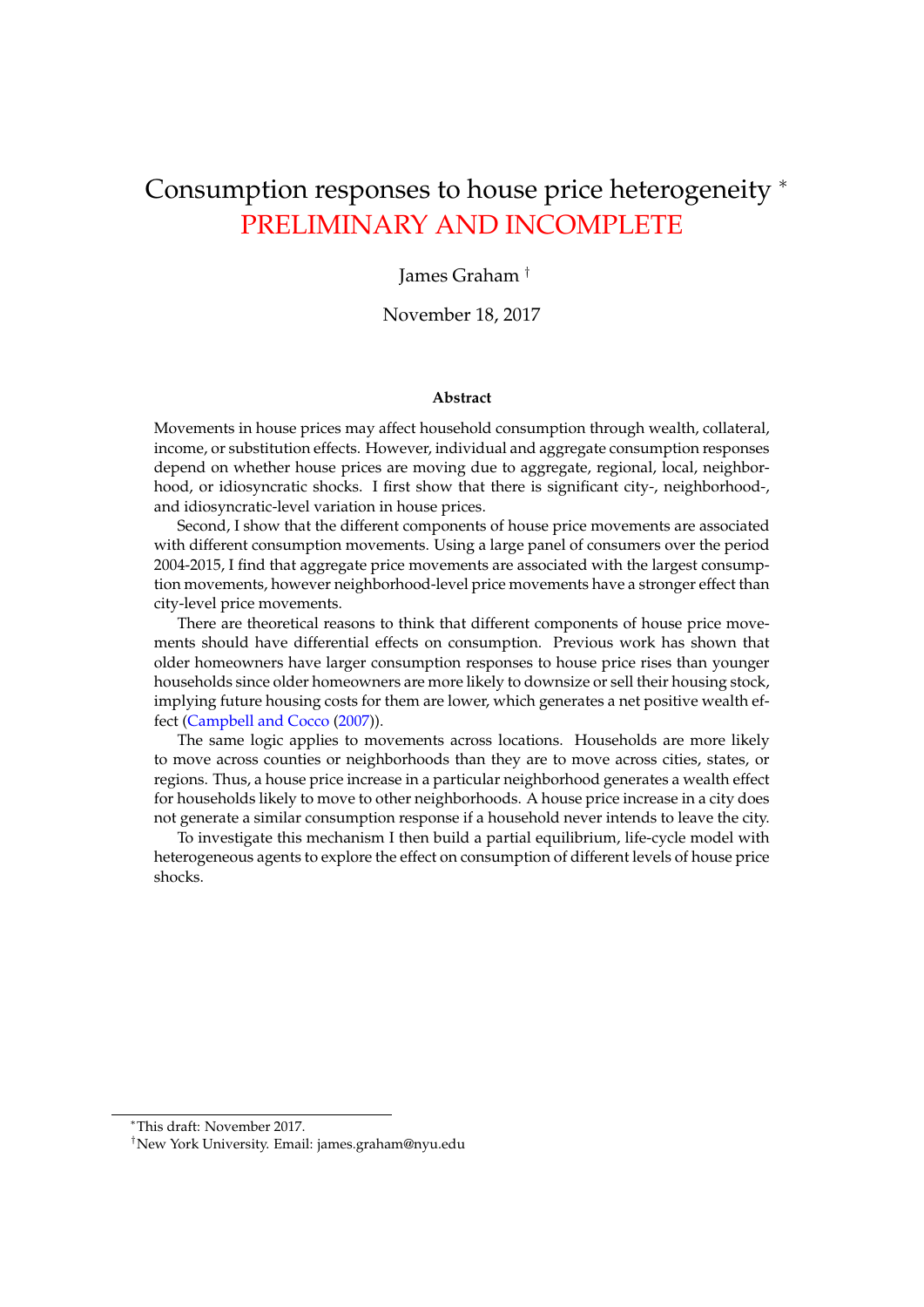# Consumption responses to house price heterogeneity [*]
# PRELIMINARY AND INCOMPLETE

James Graham [†]

November 18, 2017

**Abstract**

Movements in house prices may affect household consumption through wealth, collateral, income, or substitution effects. However, individual and aggregate consumption responses depend on whether house prices are moving due to aggregate, regional, local, neighborhood, or idiosyncratic shocks. I first show that there is significant city-, neighborhood-, and idiosyncratic-level variation in house prices.

Second, I show that the different components of house price movements are associated with different consumption movements. Using a large panel of consumers over the period 2004-2015, I find that aggregate price movements are associated with the largest consumption movements, however neighborhood-level price movements have a stronger effect than city-level price movements.

There are theoretical reasons to think that different components of house price movements should have differential effects on consumption. Previous work has shown that older homeowners have larger consumption responses to house price rises than younger households since older homeowners are more likely to downsize or sell their housing stock, implying future housing costs for them are lower, which generates a net positive wealth effect (Campbell and Cocco (2007)).

The same logic applies to movements across locations. Households are more likely to move across counties or neighborhoods than they are to move across cities, states, or regions. Thus, a house price increase in a particular neighborhood generates a wealth effect for households likely to move to other neighborhoods. A house price increase in a city does not generate a similar consumption response if a household never intends to leave the city.

To investigate this mechanism I then build a partial equilibrium, life-cycle model with heterogeneous agents to explore the effect on consumption of different levels of house price shocks.

---

[*] This draft: November 2017.

[†] New York University. Email: james.graham@nyu.edu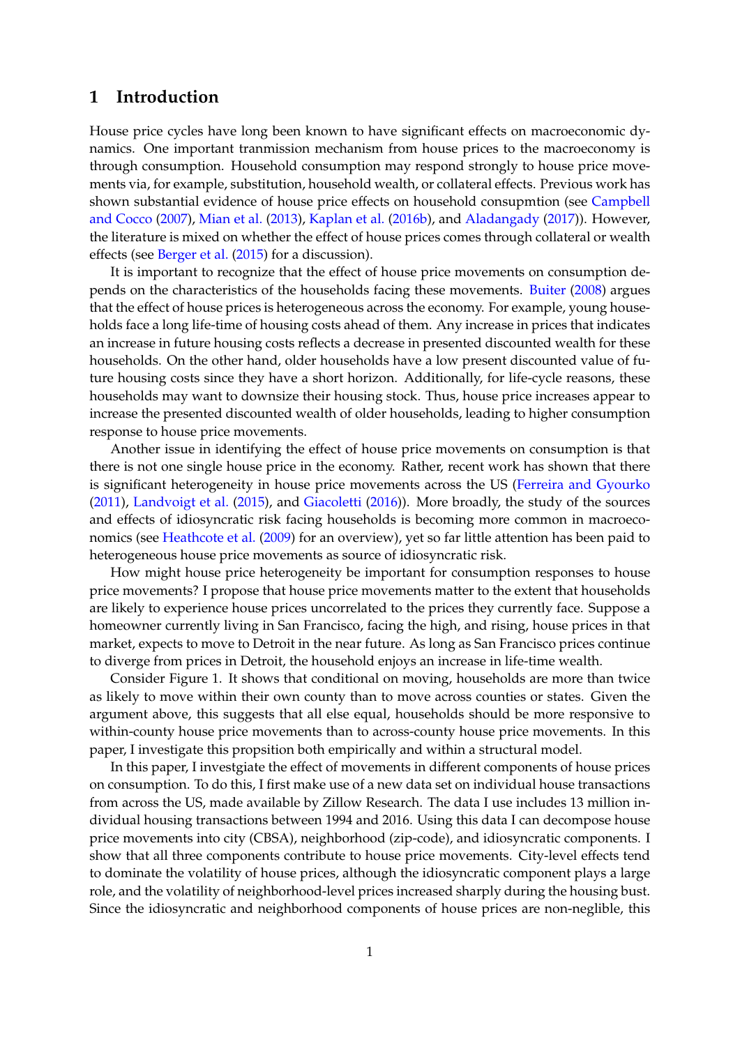## 1 Introduction

House price cycles have long been known to have significant effects on macroeconomic dynamics. One important tranmission mechanism from house prices to the macroeconomy is through consumption. Household consumption may respond strongly to house price movements via, for example, substitution, household wealth, or collateral effects. Previous work has shown substantial evidence of house price effects on household consupmtion (see Campbell and Cocco (2007), Mian et al. (2013), Kaplan et al. (2016b), and Aladangady (2017)). However, the literature is mixed on whether the effect of house prices comes through collateral or wealth effects (see Berger et al. (2015) for a discussion).

It is important to recognize that the effect of house price movements on consumption depends on the characteristics of the households facing these movements. Buiter (2008) argues that the effect of house prices is heterogeneous across the economy. For example, young households face a long life-time of housing costs ahead of them. Any increase in prices that indicates an increase in future housing costs reflects a decrease in presented discounted wealth for these households. On the other hand, older households have a low present discounted value of future housing costs since they have a short horizon. Additionally, for life-cycle reasons, these households may want to downsize their housing stock. Thus, house price increases appear to increase the presented discounted wealth of older households, leading to higher consumption response to house price movements.

Another issue in identifying the effect of house price movements on consumption is that there is not one single house price in the economy. Rather, recent work has shown that there is significant heterogeneity in house price movements across the US (Ferreira and Gyourko (2011), Landvoigt et al. (2015), and Giacoletti (2016)). More broadly, the study of the sources and effects of idiosyncratic risk facing households is becoming more common in macroeconomics (see Heathcote et al. (2009) for an overview), yet so far little attention has been paid to heterogeneous house price movements as source of idiosyncratic risk.

How might house price heterogeneity be important for consumption responses to house price movements? I propose that house price movements matter to the extent that households are likely to experience house prices uncorrelated to the prices they currently face. Suppose a homeowner currently living in San Francisco, facing the high, and rising, house prices in that market, expects to move to Detroit in the near future. As long as San Francisco prices continue to diverge from prices in Detroit, the household enjoys an increase in life-time wealth.

Consider Figure 1. It shows that conditional on moving, households are more than twice as likely to move within their own county than to move across counties or states. Given the argument above, this suggests that all else equal, households should be more responsive to within-county house price movements than to across-county house price movements. In this paper, I investigate this propsition both empirically and within a structural model.

In this paper, I investgate the effect of movements in different components of house prices on consumption. To do this, I first make use of a new data set on individual house transactions from across the US, made available by Zillow Research. The data I use includes 13 million individual housing transactions between 1994 and 2016. Using this data I can decompose house price movements into city (CBSA), neighborhood (zip-code), and idiosyncratic components. I show that all three components contribute to house price movements. City-level effects tend to dominate the volatility of house prices, although the idiosyncratic component plays a large role, and the volatility of neighborhood-level prices increased sharply during the housing bust. Since the idiosyncratic and neighborhood components of house prices are non-neglible, this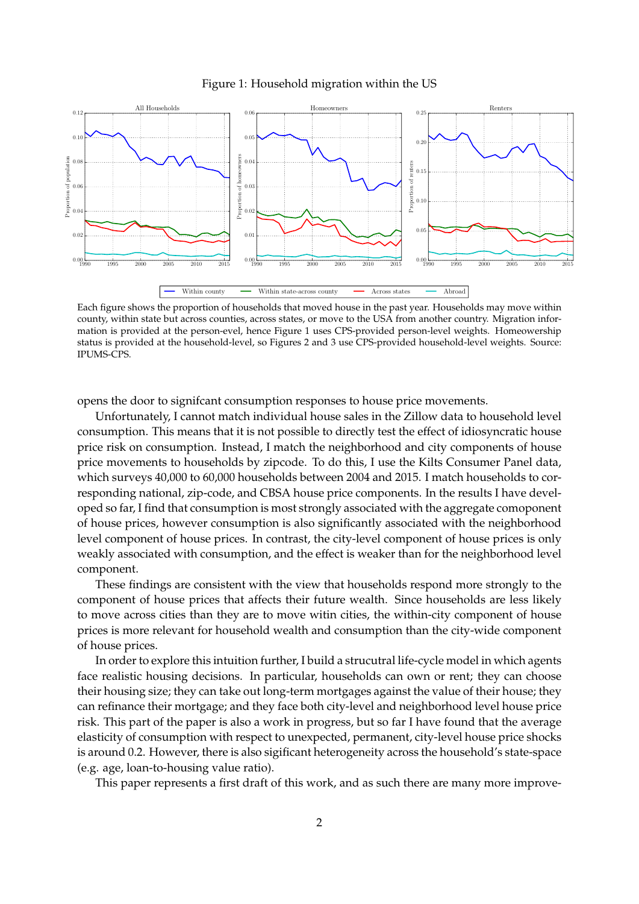Figure 1: Household migration within the US

Each figure shows the proportion of households that moved house in the past year. Households may move within county, within state but across counties, across states, or move to the USA from another country. Migration information is provided at the person-evel, hence Figure 1 uses CPS-provided person-level weights. Homeowership status is provided at the household-level, so Figures 2 and 3 use CPS-provided household-level weights. Source: IPUMS-CPS.

opens the door to signifcant consumption responses to house price movements.

Unfortunately, I cannot match individual house sales in the Zillow data to household level consumption. This means that it is not possible to directly test the effect of idiosyncratic house price risk on consumption. Instead, I match the neighborhood and city components of house price movements to households by zipcode. To do this, I use the Kilts Consumer Panel data, which surveys 40,000 to 60,000 households between 2004 and 2015. I match households to corresponding national, zip-code, and CBSA house price components. In the results I have developed so far, I find that consumption is most strongly associated with the aggregate comoponent of house prices, however consumption is also significantly associated with the neighborhood level component of house prices. In contrast, the city-level component of house prices is only weakly associated with consumption, and the effect is weaker than for the neighborhood level component.

These findings are consistent with the view that households respond more strongly to the component of house prices that affects their future wealth. Since households are less likely to move across cities than they are to move witin cities, the within-city component of house prices is more relevant for household wealth and consumption than the city-wide component of house prices.

In order to explore this intuition further, I build a strucutral life-cycle model in which agents face realistic housing decisions. In particular, households can own or rent; they can choose their housing size; they can take out long-term mortgages against the value of their house; they can refinance their mortgage; and they face both city-level and neighborhood level house price risk. This part of the paper is also a work in progress, but so far I have found that the average elasticity of consumption with respect to unexpected, permanent, city-level house price shocks is around 0.2. However, there is also sigificant heterogeneity across the household's state-space (e.g. age, loan-to-housing value ratio).

This paper represents a first draft of this work, and as such there are many more improve-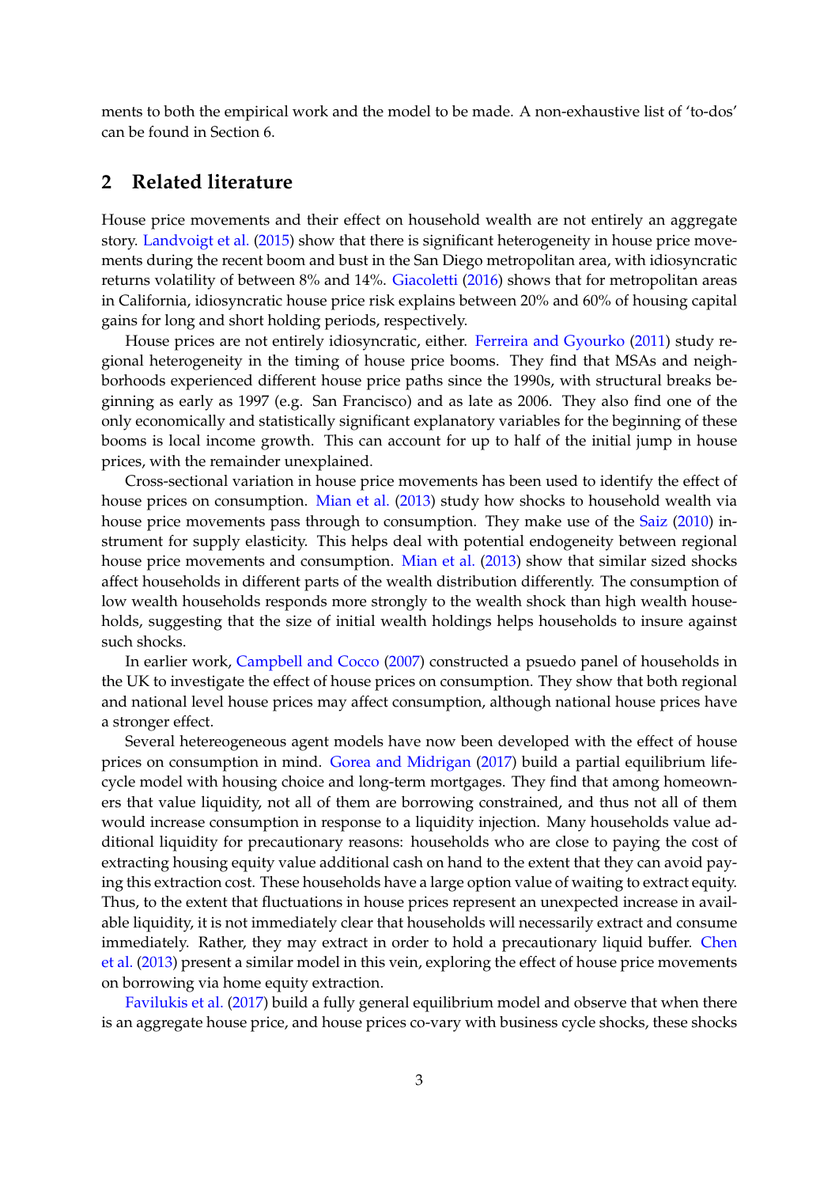ments to both the empirical work and the model to be made. A non-exhaustive list of 'to-dos' can be found in Section 6.

## 2 Related literature

House price movements and their effect on household wealth are not entirely an aggregate story. Landvoigt et al. (2015) show that there is significant heterogeneity in house price movements during the recent boom and bust in the San Diego metropolitan area, with idiosyncratic returns volatility of between 8% and 14%. Giacoletti (2016) shows that for metropolitan areas in California, idiosyncratic house price risk explains between 20% and 60% of housing capital gains for long and short holding periods, respectively.

House prices are not entirely idiosyncratic, either. Ferreira and Gyourko (2011) study regional heterogeneity in the timing of house price booms. They find that MSAs and neighborhoods experienced different house price paths since the 1990s, with structural breaks beginning as early as 1997 (e.g. San Francisco) and as late as 2006. They also find one of the only economically and statistically significant explanatory variables for the beginning of these booms is local income growth. This can account for up to half of the initial jump in house prices, with the remainder unexplained.

Cross-sectional variation in house price movements has been used to identify the effect of house prices on consumption. Mian et al. (2013) study how shocks to household wealth via house price movements pass through to consumption. They make use of the Saiz (2010) instrument for supply elasticity. This helps deal with potential endogeneity between regional house price movements and consumption. Mian et al. (2013) show that similar sized shocks affect households in different parts of the wealth distribution differently. The consumption of low wealth households responds more strongly to the wealth shock than high wealth households, suggesting that the size of initial wealth holdings helps households to insure against such shocks.

In earlier work, Campbell and Cocco (2007) constructed a psuedo panel of households in the UK to investigate the effect of house prices on consumption. They show that both regional and national level house prices may affect consumption, although national house prices have a stronger effect.

Several hetereogeneous agent models have now been developed with the effect of house prices on consumption in mind. Gorea and Midrigan (2017) build a partial equilibrium life-cycle model with housing choice and long-term mortgages. They find that among homeowners that value liquidity, not all of them are borrowing constrained, and thus not all of them would increase consumption in response to a liquidity injection. Many households value additional liquidity for precautionary reasons: households who are close to paying the cost of extracting housing equity value additional cash on hand to the extent that they can avoid paying this extraction cost. These households have a large option value of waiting to extract equity. Thus, to the extent that fluctuations in house prices represent an unexpected increase in available liquidity, it is not immediately clear that households will necessarily extract and consume immediately. Rather, they may extract in order to hold a precautionary liquid buffer. Chen et al. (2013) present a similar model in this vein, exploring the effect of house price movements on borrowing via home equity extraction.

Favilukis et al. (2017) build a fully general equilibrium model and observe that when there is an aggregate house price, and house prices co-vary with business cycle shocks, these shocks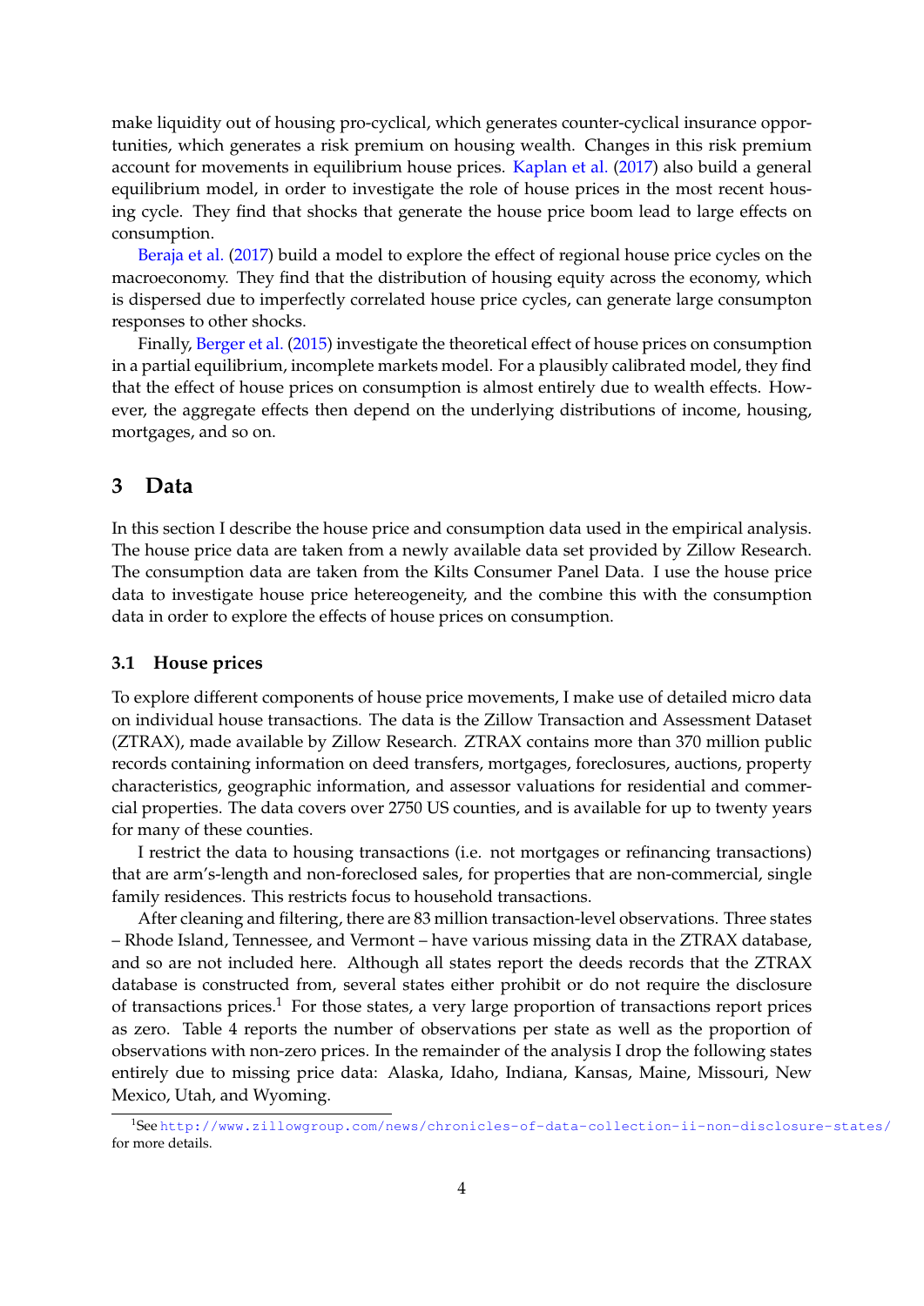make liquidity out of housing pro-cyclical, which generates counter-cyclical insurance opportunities, which generates a risk premium on housing wealth. Changes in this risk premium account for movements in equilibrium house prices. Kaplan et al. (2017) also build a general equilibrium model, in order to investigate the role of house prices in the most recent housing cycle. They find that shocks that generate the house price boom lead to large effects on consumption.

Beraja et al. (2017) build a model to explore the effect of regional house price cycles on the macroeconomy. They find that the distribution of housing equity across the economy, which is dispersed due to imperfectly correlated house price cycles, can generate large consumpton responses to other shocks.

Finally, Berger et al. (2015) investigate the theoretical effect of house prices on consumption in a partial equilibrium, incomplete markets model. For a plausibly calibrated model, they find that the effect of house prices on consumption is almost entirely due to wealth effects. However, the aggregate effects then depend on the underlying distributions of income, housing, mortgages, and so on.

## 3 Data

In this section I describe the house price and consumption data used in the empirical analysis. The house price data are taken from a newly available data set provided by Zillow Research. The consumption data are taken from the Kilts Consumer Panel Data. I use the house price data to investigate house price hetereogeneity, and the combine this with the consumption data in order to explore the effects of house prices on consumption.

### 3.1 House prices

To explore different components of house price movements, I make use of detailed micro data on individual house transactions. The data is the Zillow Transaction and Assessment Dataset (ZTRAX), made available by Zillow Research. ZTRAX contains more than 370 million public records containing information on deed transfers, mortgages, foreclosures, auctions, property characteristics, geographic information, and assessor valuations for residential and commercial properties. The data covers over 2750 US counties, and is available for up to twenty years for many of these counties.

I restrict the data to housing transactions (i.e. not mortgages or refinancing transactions) that are arm's-length and non-foreclosed sales, for properties that are non-commercial, single family residences. This restricts focus to household transactions.

After cleaning and filtering, there are 83 million transaction-level observations. Three states – Rhode Island, Tennessee, and Vermont – have various missing data in the ZTRAX database, and so are not included here. Although all states report the deeds records that the ZTRAX database is constructed from, several states either prohibit or do not require the disclosure of transactions prices.[1] For those states, a very large proportion of transactions report prices as zero. Table 4 reports the number of observations per state as well as the proportion of observations with non-zero prices. In the remainder of the analysis I drop the following states entirely due to missing price data: Alaska, Idaho, Indiana, Kansas, Maine, Missouri, New Mexico, Utah, and Wyoming.

[1] See http://www.zillowgroup.com/news/chronicles-of-data-collection-ii-non-disclosure-states/ for more details.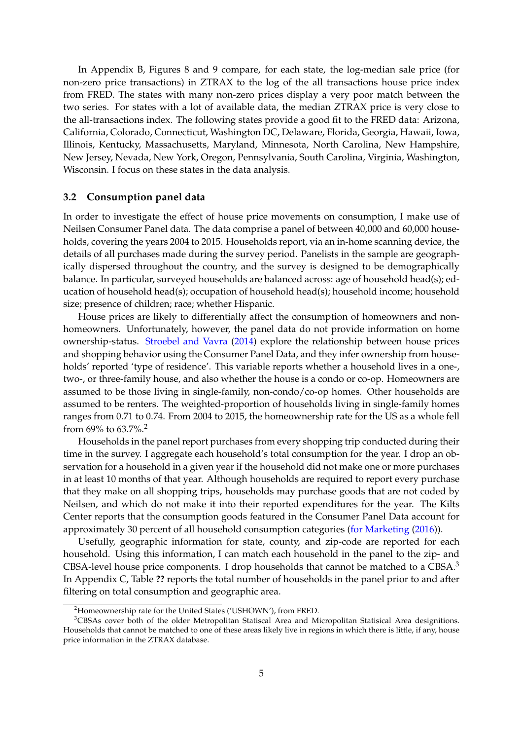In Appendix B, Figures 8 and 9 compare, for each state, the log-median sale price (for non-zero price transactions) in ZTRAX to the log of the all transactions house price index from FRED. The states with many non-zero prices display a very poor match between the two series. For states with a lot of available data, the median ZTRAX price is very close to the all-transactions index. The following states provide a good fit to the FRED data: Arizona, California, Colorado, Connecticut, Washington DC, Delaware, Florida, Georgia, Hawaii, Iowa, Illinois, Kentucky, Massachusetts, Maryland, Minnesota, North Carolina, New Hampshire, New Jersey, Nevada, New York, Oregon, Pennsylvania, South Carolina, Virginia, Washington, Wisconsin. I focus on these states in the data analysis.

### 3.2 Consumption panel data

In order to investigate the effect of house price movements on consumption, I make use of Neilsen Consumer Panel data. The data comprise a panel of between 40,000 and 60,000 households, covering the years 2004 to 2015. Households report, via an in-home scanning device, the details of all purchases made during the survey period. Panelists in the sample are geographically dispersed throughout the country, and the survey is designed to be demographically balance. In particular, surveyed households are balanced across: age of household head(s); education of household head(s); occupation of household head(s); household income; household size; presence of children; race; whether Hispanic.

House prices are likely to differentially affect the consumption of homeowners and non-homeowners. Unfortunately, however, the panel data do not provide information on home ownership-status. Stroebel and Vavra (2014) explore the relationship between house prices and shopping behavior using the Consumer Panel Data, and they infer ownership from households' reported 'type of residence'. This variable reports whether a household lives in a one-, two-, or three-family house, and also whether the house is a condo or co-op. Homeowners are assumed to be those living in single-family, non-condo/co-op homes. Other households are assumed to be renters. The weighted-proportion of households living in single-family homes ranges from 0.71 to 0.74. From 2004 to 2015, the homeownership rate for the US as a whole fell from 69% to 63.7%.[2]

Households in the panel report purchases from every shopping trip conducted during their time in the survey. I aggregate each household's total consumption for the year. I drop an observation for a household in a given year if the household did not make one or more purchases in at least 10 months of that year. Although households are required to report every purchase that they make on all shopping trips, households may purchase goods that are not coded by Neilsen, and which do not make it into their reported expenditures for the year. The Kilts Center reports that the consumption goods featured in the Consumer Panel Data account for approximately 30 percent of all household consumption categories (for Marketing (2016)).

Usefully, geographic information for state, county, and zip-code are reported for each household. Using this information, I can match each household in the panel to the zip- and CBSA-level house price components. I drop households that cannot be matched to a CBSA.[3] In Appendix C, Table **??** reports the total number of households in the panel prior to and after filtering on total consumption and geographic area.

---

[2] Homeownership rate for the United States ('USHOWN'), from FRED.

[3] CBSAs cover both of the older Metropolitan Statiscal Area and Micropolitan Statisical Area designitions. Households that cannot be matched to one of these areas likely live in regions in which there is little, if any, house price information in the ZTRAX database.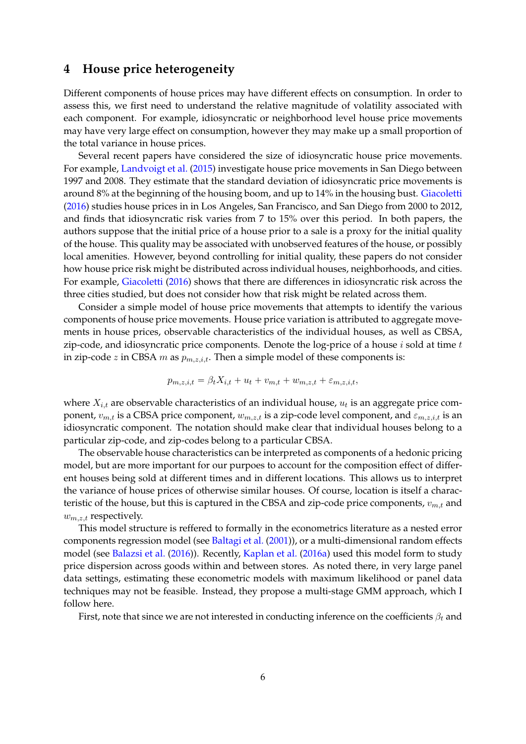## 4 House price heterogeneity

Different components of house prices may have different effects on consumption. In order to assess this, we first need to understand the relative magnitude of volatility associated with each component. For example, idiosyncratic or neighborhood level house price movements may have very large effect on consumption, however they may make up a small proportion of the total variance in house prices.

Several recent papers have considered the size of idiosyncratic house price movements. For example, Landvoigt et al. (2015) investigate house price movements in San Diego between 1997 and 2008. They estimate that the standard deviation of idiosyncratic price movements is around 8% at the beginning of the housing boom, and up to 14% in the housing bust. Giacoletti (2016) studies house prices in in Los Angeles, San Francisco, and San Diego from 2000 to 2012, and finds that idiosyncratic risk varies from 7 to 15% over this period. In both papers, the authors suppose that the initial price of a house prior to a sale is a proxy for the initial quality of the house. This quality may be associated with unobserved features of the house, or possibly local amenities. However, beyond controlling for initial quality, these papers do not consider how house price risk might be distributed across individual houses, neighborhoods, and cities. For example, Giacoletti (2016) shows that there are differences in idiosyncratic risk across the three cities studied, but does not consider how that risk might be related across them.

Consider a simple model of house price movements that attempts to identify the various components of house price movements. House price variation is attributed to aggregate movements in house prices, observable characteristics of the individual houses, as well as CBSA, zip-code, and idiosyncratic price components. Denote the log-price of a house $i$ sold at time $t$ in zip-code $z$ in CBSA $m$ as $p_{m,z,i,t}$. Then a simple model of these components is:

$$p_{m,z,i,t} = \beta_t X_{i,t} + u_t + v_{m,t} + w_{m,z,t} + \varepsilon_{m,z,i,t},$$

where $X_{i,t}$ are observable characteristics of an individual house, $u_t$ is an aggregate price component, $v_{m,t}$ is a CBSA price component, $w_{m,z,t}$ is a zip-code level component, and $\varepsilon_{m,z,i,t}$ is an idiosyncratic component. The notation should make clear that individual houses belong to a particular zip-code, and zip-codes belong to a particular CBSA.

The observable house characteristics can be interpreted as components of a hedonic pricing model, but are more important for our purpoes to account for the composition effect of different houses being sold at different times and in different locations. This allows us to interpret the variance of house prices of otherwise similar houses. Of course, location is itself a characteristic of the house, but this is captured in the CBSA and zip-code price components, $v_{m,t}$ and $w_{m,z,t}$ respectively.

This model structure is reffered to formally in the econometrics literature as a nested error components regression model (see Baltagi et al. (2001)), or a multi-dimensional random effects model (see Balazsi et al. (2016)). Recently, Kaplan et al. (2016a) used this model form to study price dispersion across goods within and between stores. As noted there, in very large panel data settings, estimating these econometric models with maximum likelihood or panel data techniques may not be feasible. Instead, they propose a multi-stage GMM approach, which I follow here.

First, note that since we are not interested in conducting inference on the coefficients $\beta_t$ and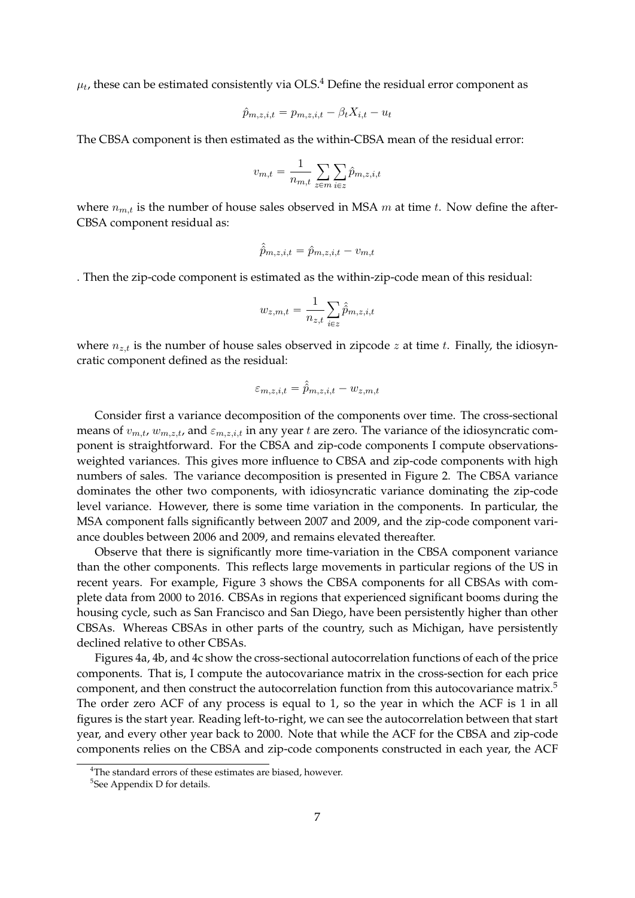$\mu_t$, these can be estimated consistently via OLS.[4] Define the residual error component as

$$\hat{p}_{m,z,i,t} = p_{m,z,i,t} - \beta_t X_{i,t} - u_t$$

The CBSA component is then estimated as the within-CBSA mean of the residual error:

$$v_{m,t} = \frac{1}{n_{m,t}} \sum_{z \in m} \sum_{i \in z} \hat{p}_{m,z,i,t}$$

where $n_{m,t}$ is the number of house sales observed in MSA $m$ at time $t$. Now define the after-CBSA component residual as:

$$\hat{\hat{p}}_{m,z,i,t} = \hat{p}_{m,z,i,t} - v_{m,t}$$

. Then the zip-code component is estimated as the within-zip-code mean of this residual:

$$w_{z,m,t} = \frac{1}{n_{z,t}} \sum_{i \in z} \hat{\hat{p}}_{m,z,i,t}$$

where $n_{z,t}$ is the number of house sales observed in zipcode $z$ at time $t$. Finally, the idiosyncratic component defined as the residual:

$$\varepsilon_{m,z,i,t} = \hat{\hat{p}}_{m,z,i,t} - w_{z,m,t}$$

Consider first a variance decomposition of the components over time. The cross-sectional means of $v_{m,t}$, $w_{m,z,t}$, and $\varepsilon_{m,z,i,t}$ in any year $t$ are zero. The variance of the idiosyncratic component is straightforward. For the CBSA and zip-code components I compute observations-weighted variances. This gives more influence to CBSA and zip-code components with high numbers of sales. The variance decomposition is presented in Figure 2. The CBSA variance dominates the other two components, with idiosyncratic variance dominating the zip-code level variance. However, there is some time variation in the components. In particular, the MSA component falls significantly between 2007 and 2009, and the zip-code component variance doubles between 2006 and 2009, and remains elevated thereafter.

Observe that there is significantly more time-variation in the CBSA component variance than the other components. This reflects large movements in particular regions of the US in recent years. For example, Figure 3 shows the CBSA components for all CBSAs with complete data from 2000 to 2016. CBSAs in regions that experienced significant booms during the housing cycle, such as San Francisco and San Diego, have been persistently higher than other CBSAs. Whereas CBSAs in other parts of the country, such as Michigan, have persistently declined relative to other CBSAs.

Figures 4a, 4b, and 4c show the cross-sectional autocorrelation functions of each of the price components. That is, I compute the autocovariance matrix in the cross-section for each price component, and then construct the autocorrelation function from this autocovariance matrix.[5] The order zero ACF of any process is equal to 1, so the year in which the ACF is 1 in all figures is the start year. Reading left-to-right, we can see the autocorrelation between that start year, and every other year back to 2000. Note that while the ACF for the CBSA and zip-code components relies on the CBSA and zip-code components constructed in each year, the ACF

[4] The standard errors of these estimates are biased, however.

[5] See Appendix D for details.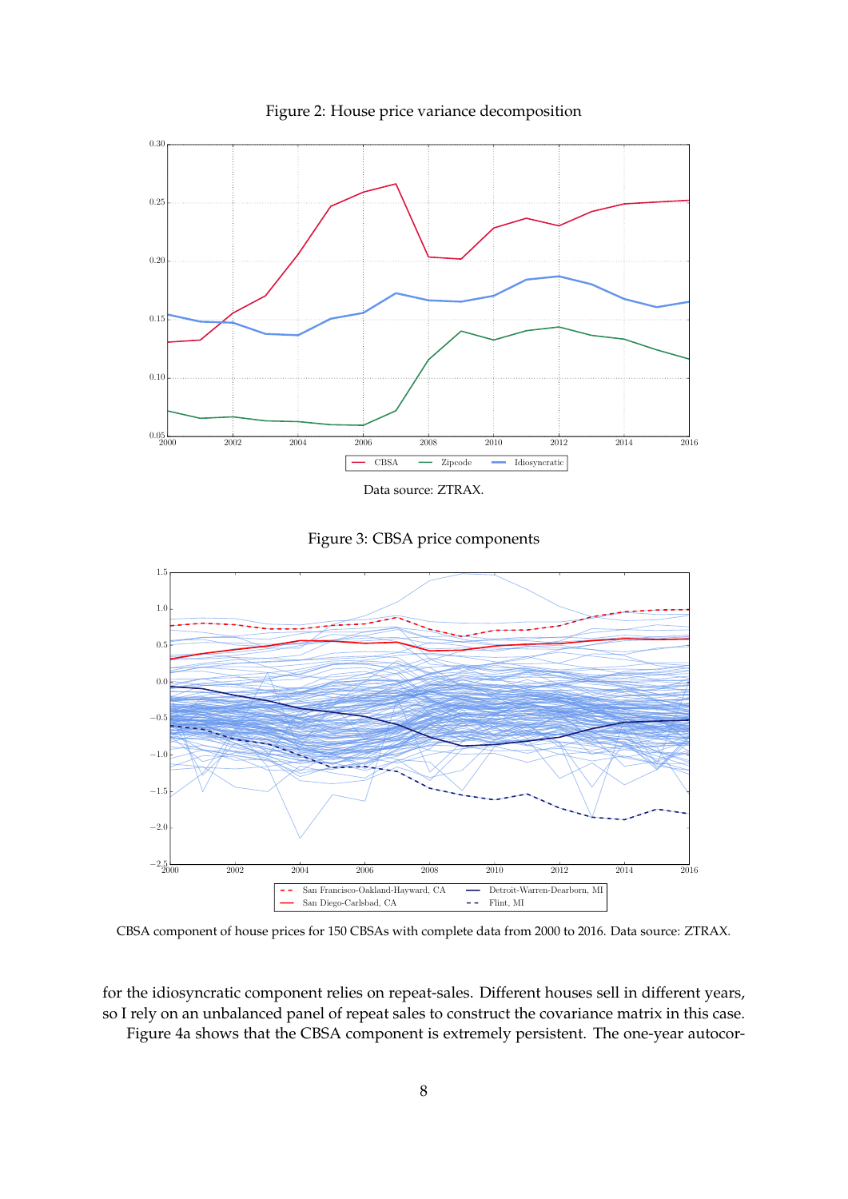Figure 2: House price variance decomposition

Data source: ZTRAX.

Figure 3: CBSA price components

CBSA component of house prices for 150 CBSAs with complete data from 2000 to 2016. Data source: ZTRAX.

for the idiosyncratic component relies on repeat-sales. Different houses sell in different years, so I rely on an unbalanced panel of repeat sales to construct the covariance matrix in this case.

Figure 4a shows that the CBSA component is extremely persistent. The one-year autocor-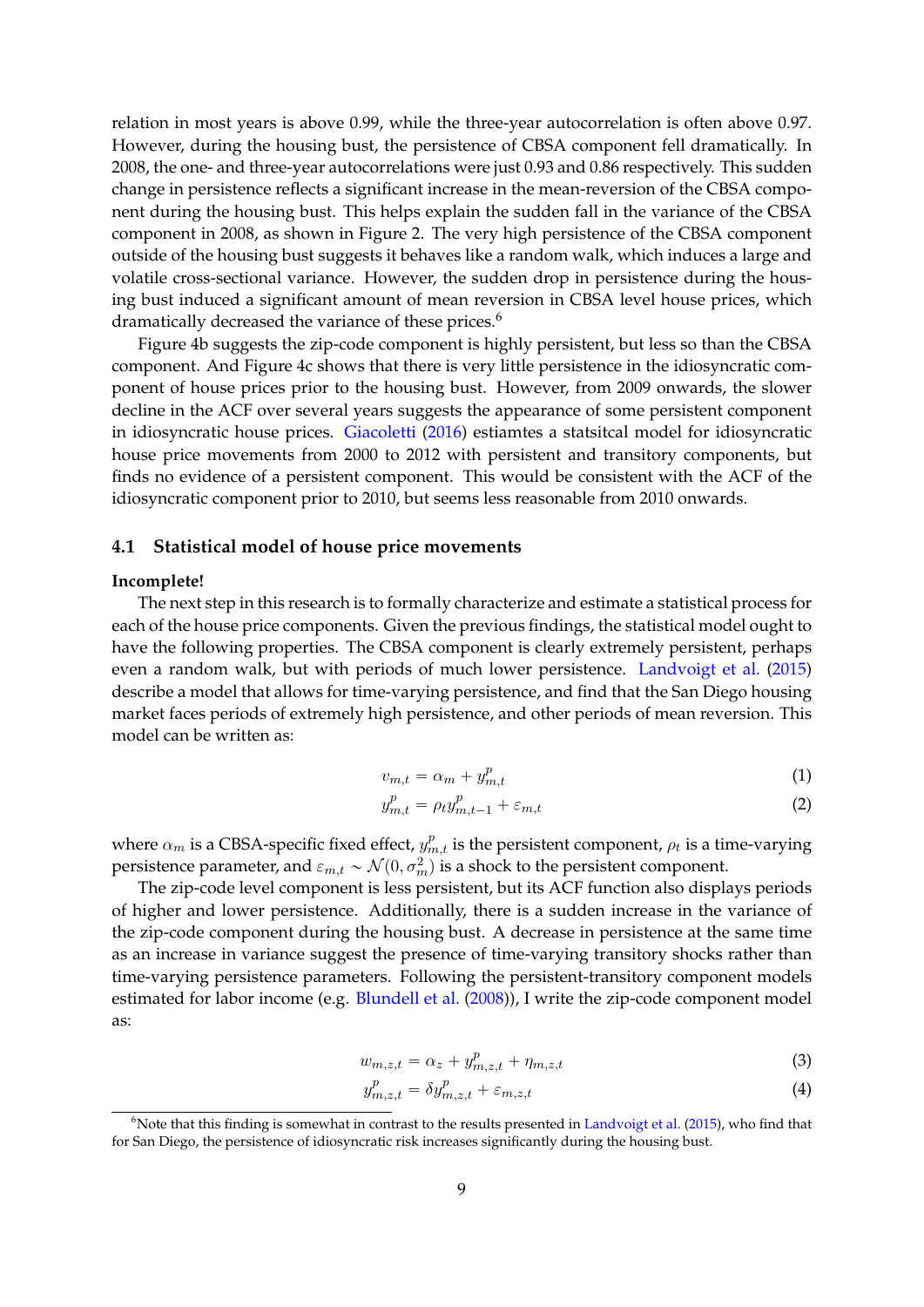relation in most years is above 0.99, while the three-year autocorrelation is often above 0.97. However, during the housing bust, the persistence of CBSA component fell dramatically. In 2008, the one- and three-year autocorrelations were just 0.93 and 0.86 respectively. This sudden change in persistence reflects a significant increase in the mean-reversion of the CBSA component during the housing bust. This helps explain the sudden fall in the variance of the CBSA component in 2008, as shown in Figure 2. The very high persistence of the CBSA component outside of the housing bust suggests it behaves like a random walk, which induces a large and volatile cross-sectional variance. However, the sudden drop in persistence during the housing bust induced a significant amount of mean reversion in CBSA level house prices, which dramatically decreased the variance of these prices.[6]

Figure 4b suggests the zip-code component is highly persistent, but less so than the CBSA component. And Figure 4c shows that there is very little persistence in the idiosyncratic component of house prices prior to the housing bust. However, from 2009 onwards, the slower decline in the ACF over several years suggests the appearance of some persistent component in idiosyncratic house prices. Giacoletti (2016) estiamtes a statsitcal model for idiosyncratic house price movements from 2000 to 2012 with persistent and transitory components, but finds no evidence of a persistent component. This would be consistent with the ACF of the idiosyncratic component prior to 2010, but seems less reasonable from 2010 onwards.

### 4.1 Statistical model of house price movements

**Incomplete!**

The next step in this research is to formally characterize and estimate a statistical process for each of the house price components. Given the previous findings, the statistical model ought to have the following properties. The CBSA component is clearly extremely persistent, perhaps even a random walk, but with periods of much lower persistence. Landvoigt et al. (2015) describe a model that allows for time-varying persistence, and find that the San Diego housing market faces periods of extremely high persistence, and other periods of mean reversion. This model can be written as:

$$v_{m,t} = \alpha_m + y^p_{m,t} \tag{1}$$

$$y^p_{m,t} = \rho_t y^p_{m,t-1} + \varepsilon_{m,t} \tag{2}$$

where $\alpha_m$ is a CBSA-specific fixed effect, $y^p_{m,t}$ is the persistent component, $\rho_t$ is a time-varying persistence parameter, and $\varepsilon_{m,t} \sim \mathcal{N}(0, \sigma^2_m)$ is a shock to the persistent component.

The zip-code level component is less persistent, but its ACF function also displays periods of higher and lower persistence. Additionally, there is a sudden increase in the variance of the zip-code component during the housing bust. A decrease in persistence at the same time as an increase in variance suggest the presence of time-varying transitory shocks rather than time-varying persistence parameters. Following the persistent-transitory component models estimated for labor income (e.g. Blundell et al. (2008)), I write the zip-code component model as:

$$w_{m,z,t} = \alpha_z + y^p_{m,z,t} + \eta_{m,z,t} \tag{3}$$

$$y^p_{m,z,t} = \delta y^p_{m,z,t} + \varepsilon_{m,z,t} \tag{4}$$

[6] Note that this finding is somewhat in contrast to the results presented in Landvoigt et al. (2015), who find that for San Diego, the persistence of idiosyncratic risk increases significantly during the housing bust.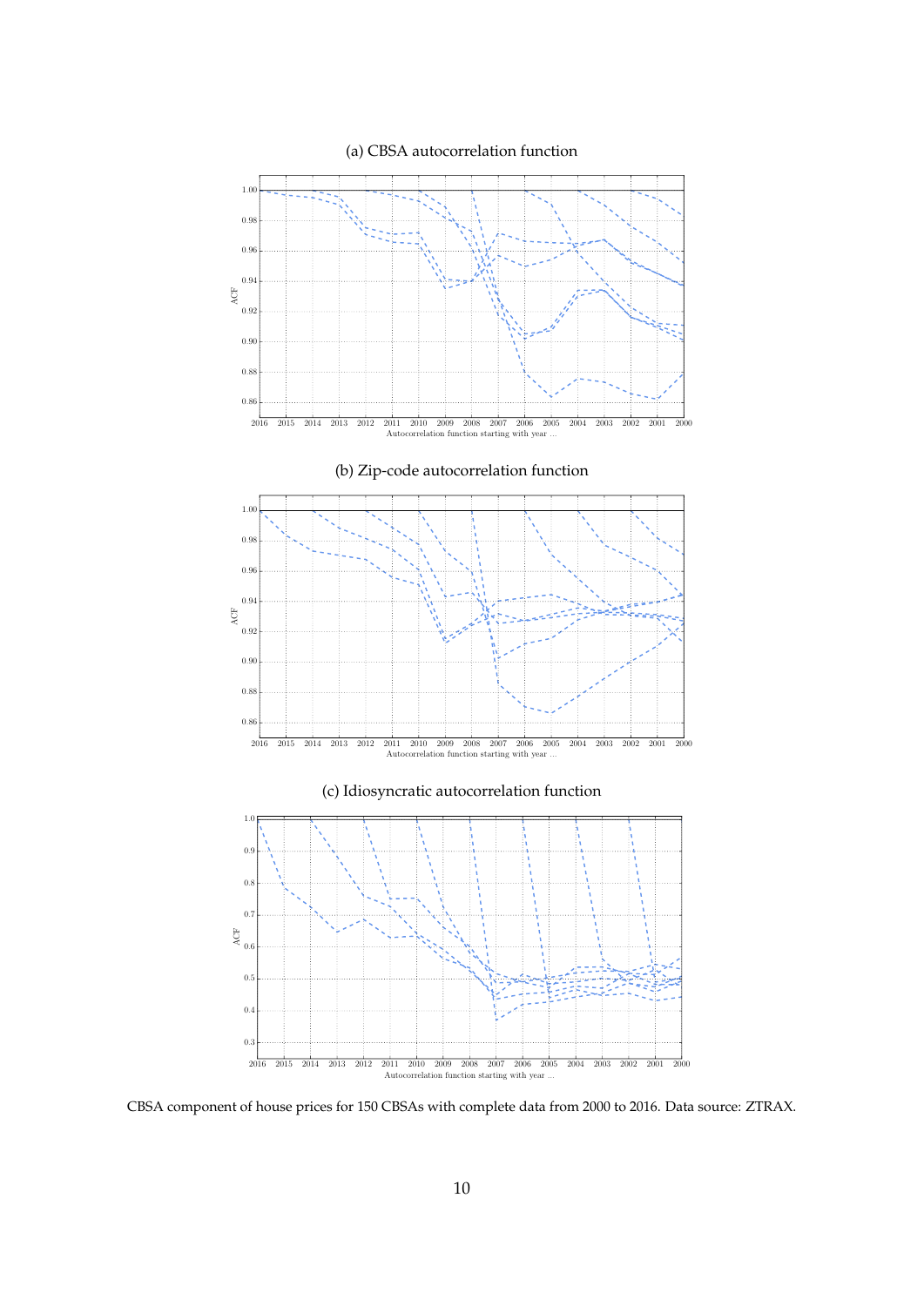(a) CBSA autocorrelation function

(b) Zip-code autocorrelation function

(c) Idiosyncratic autocorrelation function

CBSA component of house prices for 150 CBSAs with complete data from 2000 to 2016. Data source: ZTRAX.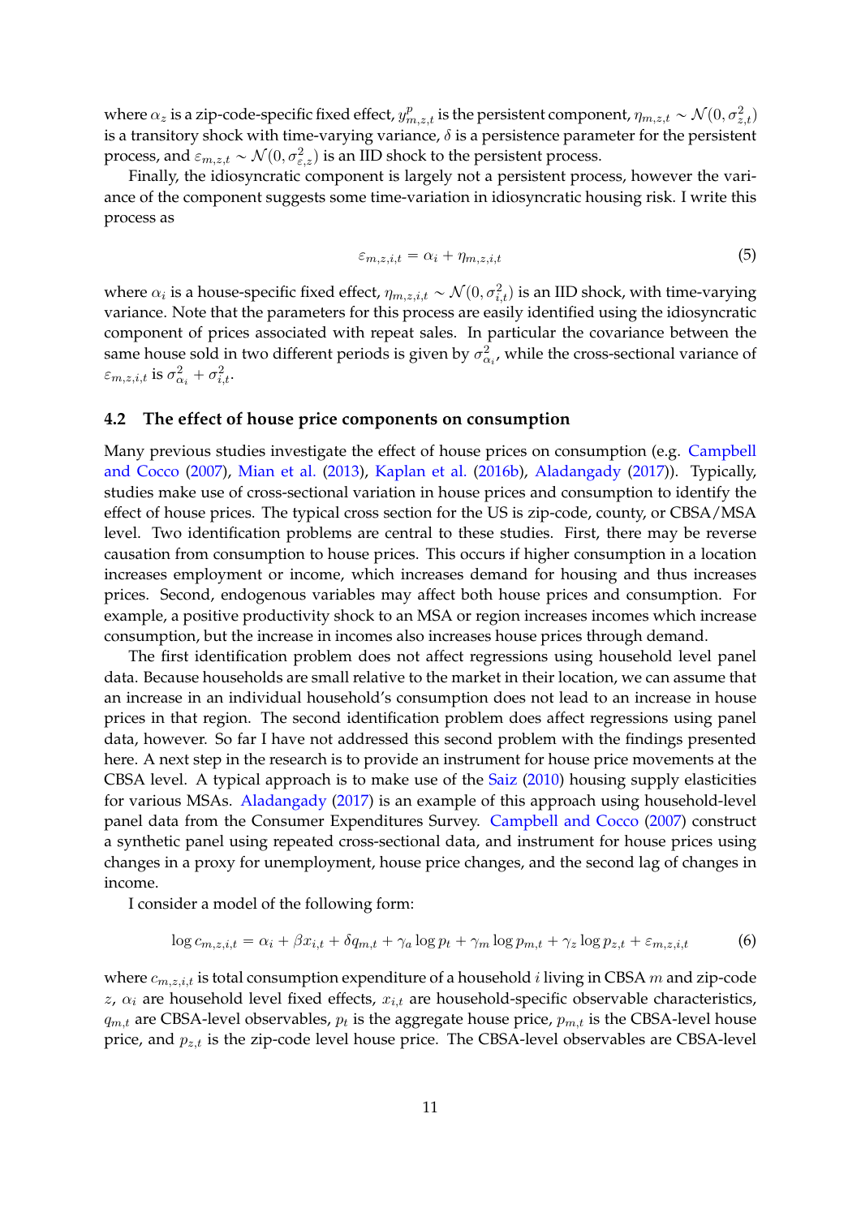where $\alpha_z$ is a zip-code-specific fixed effect, $y^p_{m,z,t}$ is the persistent component, $\eta_{m,z,t} \sim \mathcal{N}(0, \sigma^2_{z,t})$ is a transitory shock with time-varying variance, $\delta$ is a persistence parameter for the persistent process, and $\varepsilon_{m,z,t} \sim \mathcal{N}(0, \sigma^2_{\varepsilon,z})$ is an IID shock to the persistent process.

Finally, the idiosyncratic component is largely not a persistent process, however the variance of the component suggests some time-variation in idiosyncratic housing risk. I write this process as

$$\varepsilon_{m,z,i,t} = \alpha_i + \eta_{m,z,i,t} \tag{5}$$

where $\alpha_i$ is a house-specific fixed effect, $\eta_{m,z,i,t} \sim \mathcal{N}(0, \sigma^2_{i,t})$ is an IID shock, with time-varying variance. Note that the parameters for this process are easily identified using the idiosyncratic component of prices associated with repeat sales. In particular the covariance between the same house sold in two different periods is given by $\sigma^2_{\alpha_i}$, while the cross-sectional variance of $\varepsilon_{m,z,i,t}$ is $\sigma^2_{\alpha_i} + \sigma^2_{i,t}$.

## 4.2 The effect of house price components on consumption

Many previous studies investigate the effect of house prices on consumption (e.g. Campbell and Cocco (2007), Mian et al. (2013), Kaplan et al. (2016b), Aladangady (2017)). Typically, studies make use of cross-sectional variation in house prices and consumption to identify the effect of house prices. The typical cross section for the US is zip-code, county, or CBSA/MSA level. Two identification problems are central to these studies. First, there may be reverse causation from consumption to house prices. This occurs if higher consumption in a location increases employment or income, which increases demand for housing and thus increases prices. Second, endogenous variables may affect both house prices and consumption. For example, a positive productivity shock to an MSA or region increases incomes which increase consumption, but the increase in incomes also increases house prices through demand.

The first identification problem does not affect regressions using household level panel data. Because households are small relative to the market in their location, we can assume that an increase in an individual household's consumption does not lead to an increase in house prices in that region. The second identification problem does affect regressions using panel data, however. So far I have not addressed this second problem with the findings presented here. A next step in the research is to provide an instrument for house price movements at the CBSA level. A typical approach is to make use of the Saiz (2010) housing supply elasticities for various MSAs. Aladangady (2017) is an example of this approach using household-level panel data from the Consumer Expenditures Survey. Campbell and Cocco (2007) construct a synthetic panel using repeated cross-sectional data, and instrument for house prices using changes in a proxy for unemployment, house price changes, and the second lag of changes in income.

I consider a model of the following form:

$$\log c_{m,z,i,t} = \alpha_i + \beta x_{i,t} + \delta q_{m,t} + \gamma_a \log p_t + \gamma_m \log p_{m,t} + \gamma_z \log p_{z,t} + \varepsilon_{m,z,i,t} \tag{6}$$

where $c_{m,z,i,t}$ is total consumption expenditure of a household $i$ living in CBSA $m$ and zip-code $z$, $\alpha_i$ are household level fixed effects, $x_{i,t}$ are household-specific observable characteristics, $q_{m,t}$ are CBSA-level observables, $p_t$ is the aggregate house price, $p_{m,t}$ is the CBSA-level house price, and $p_{z,t}$ is the zip-code level house price. The CBSA-level observables are CBSA-level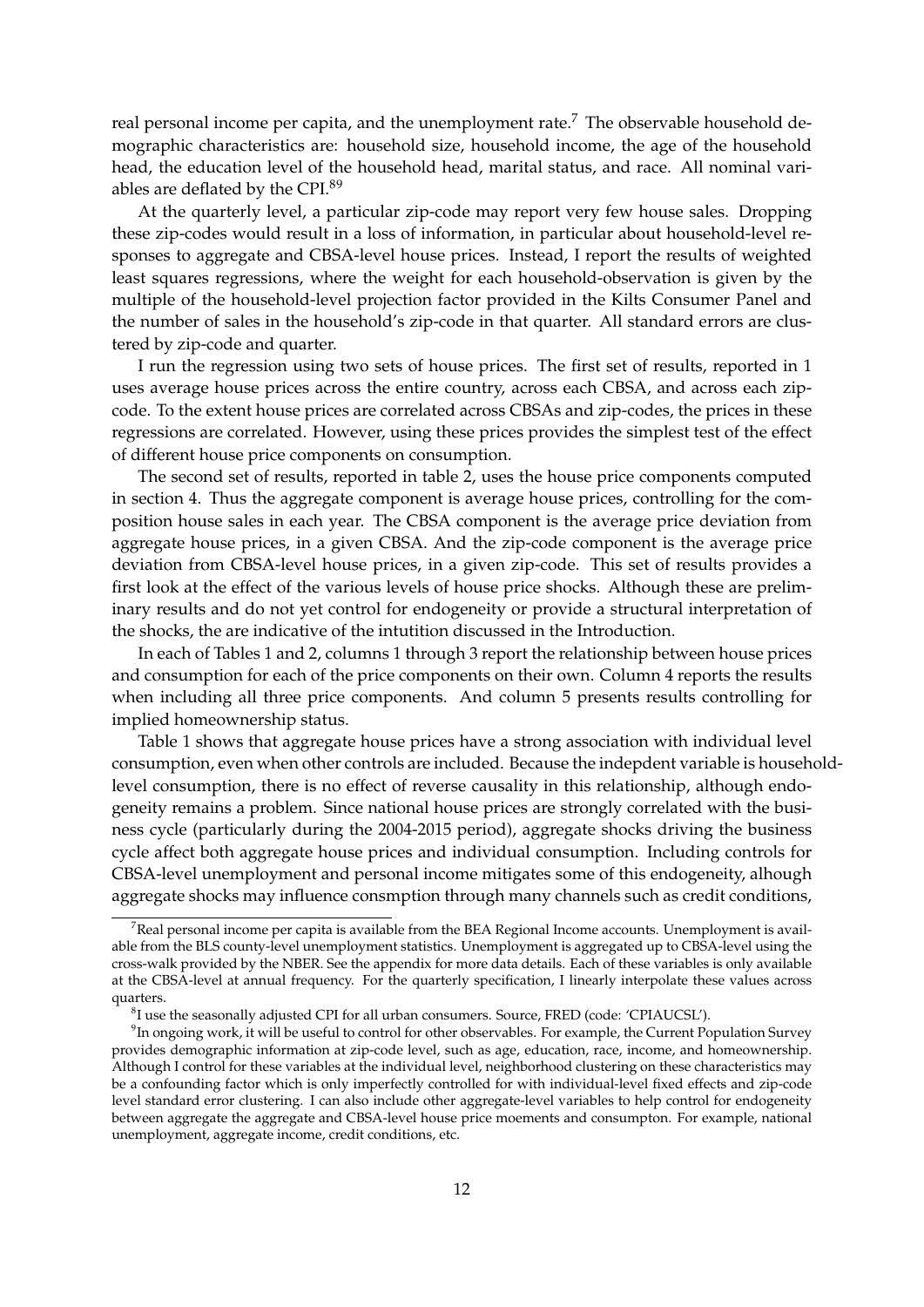real personal income per capita, and the unemployment rate.[7] The observable household demographic characteristics are: household size, household income, the age of the household head, the education level of the household head, marital status, and race. All nominal variables are deflated by the CPI.[8][9]

At the quarterly level, a particular zip-code may report very few house sales. Dropping these zip-codes would result in a loss of information, in particular about household-level responses to aggregate and CBSA-level house prices. Instead, I report the results of weighted least squares regressions, where the weight for each household-observation is given by the multiple of the household-level projection factor provided in the Kilts Consumer Panel and the number of sales in the household's zip-code in that quarter. All standard errors are clustered by zip-code and quarter.

I run the regression using two sets of house prices. The first set of results, reported in 1 uses average house prices across the entire country, across each CBSA, and across each zip-code. To the extent house prices are correlated across CBSAs and zip-codes, the prices in these regressions are correlated. However, using these prices provides the simplest test of the effect of different house price components on consumption.

The second set of results, reported in table 2, uses the house price components computed in section 4. Thus the aggregate component is average house prices, controlling for the composition house sales in each year. The CBSA component is the average price deviation from aggregate house prices, in a given CBSA. And the zip-code component is the average price deviation from CBSA-level house prices, in a given zip-code. This set of results provides a first look at the effect of the various levels of house price shocks. Although these are preliminary results and do not yet control for endogeneity or provide a structural interpretation of the shocks, the are indicative of the intutition discussed in the Introduction.

In each of Tables 1 and 2, columns 1 through 3 report the relationship between house prices and consumption for each of the price components on their own. Column 4 reports the results when including all three price components. And column 5 presents results controlling for implied homeownership status.

Table 1 shows that aggregate house prices have a strong association with individual level consumption, even when other controls are included. Because the indepdent variable is household-level consumption, there is no effect of reverse causality in this relationship, although endogeneity remains a problem. Since national house prices are strongly correlated with the business cycle (particularly during the 2004-2015 period), aggregate shocks driving the business cycle affect both aggregate house prices and individual consumption. Including controls for CBSA-level unemployment and personal income mitigates some of this endogeneity, alhough aggregate shocks may influence consmption through many channels such as credit conditions,

---

[7] Real personal income per capita is available from the BEA Regional Income accounts. Unemployment is available from the BLS county-level unemployment statistics. Unemployment is aggregated up to CBSA-level using the cross-walk provided by the NBER. See the appendix for more data details. Each of these variables is only available at the CBSA-level at annual frequency. For the quarterly specification, I linearly interpolate these values across quarters.

[8] I use the seasonally adjusted CPI for all urban consumers. Source, FRED (code: 'CPIAUCSL').

[9] In ongoing work, it will be useful to control for other observables. For example, the Current Population Survey provides demographic information at zip-code level, such as age, education, race, income, and homeownership. Although I control for these variables at the individual level, neighborhood clustering on these characteristics may be a confounding factor which is only imperfectly controlled for with individual-level fixed effects and zip-code level standard error clustering. I can also include other aggregate-level variables to help control for endogeneity between aggregate the aggregate and CBSA-level house price moements and consumpton. For example, national unemployment, aggregate income, credit conditions, etc.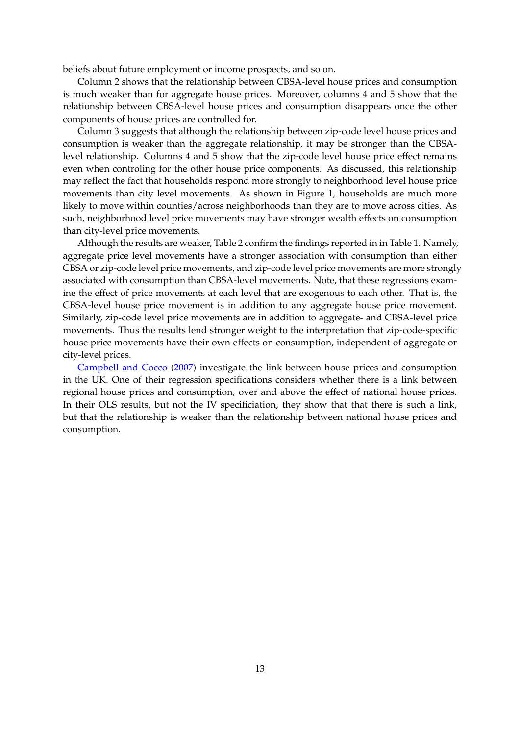beliefs about future employment or income prospects, and so on.

Column 2 shows that the relationship between CBSA-level house prices and consumption is much weaker than for aggregate house prices. Moreover, columns 4 and 5 show that the relationship between CBSA-level house prices and consumption disappears once the other components of house prices are controlled for.

Column 3 suggests that although the relationship between zip-code level house prices and consumption is weaker than the aggregate relationship, it may be stronger than the CBSA-level relationship. Columns 4 and 5 show that the zip-code level house price effect remains even when controling for the other house price components. As discussed, this relationship may reflect the fact that households respond more strongly to neighborhood level house price movements than city level movements. As shown in Figure 1, households are much more likely to move within counties/across neighborhoods than they are to move across cities. As such, neighborhood level price movements may have stronger wealth effects on consumption than city-level price movements.

Although the results are weaker, Table 2 confirm the findings reported in in Table 1. Namely, aggregate price level movements have a stronger association with consumption than either CBSA or zip-code level price movements, and zip-code level price movements are more strongly associated with consumption than CBSA-level movements. Note, that these regressions examine the effect of price movements at each level that are exogenous to each other. That is, the CBSA-level house price movement is in addition to any aggregate house price movement. Similarly, zip-code level price movements are in addition to aggregate- and CBSA-level price movements. Thus the results lend stronger weight to the interpretation that zip-code-specific house price movements have their own effects on consumption, independent of aggregate or city-level prices.

Campbell and Cocco (2007) investigate the link between house prices and consumption in the UK. One of their regression specifications considers whether there is a link between regional house prices and consumption, over and above the effect of national house prices. In their OLS results, but not the IV specificiation, they show that that there is such a link, but that the relationship is weaker than the relationship between national house prices and consumption.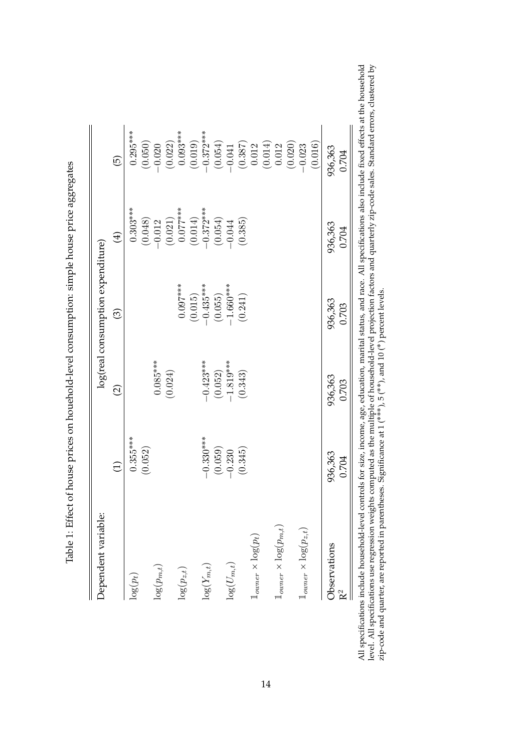Table 1: Effect of house prices on houehold-level consumption: simple house price aggregates

| Dependent variable: | log(real consumption expenditure) | | | | |
|---|---|---|---|---|---|
| | (1) | (2) | (3) | (4) | (5) |
| $\log(p_t)$ | 0.355*** | | | 0.303*** | 0.295*** |
| | (0.052) | | | (0.048) | (0.050) |
| $\log(p_{m,t})$ | | 0.085*** | | −0.012 | −0.020 |
| | | (0.024) | | (0.021) | (0.022) |
| $\log(p_{z,t})$ | | | 0.097*** | 0.077*** | 0.093*** |
| | | | (0.015) | (0.014) | (0.019) |
| $\log(Y_{m,t})$ | −0.330*** | −0.423*** | −0.435*** | −0.372*** | −0.372*** |
| | (0.059) | (0.052) | (0.055) | (0.054) | (0.054) |
| $\log(U_{m,t})$ | −0.230 | −1.819*** | −1.660*** | −0.044 | −0.041 |
| | (0.345) | (0.343) | (0.241) | (0.385) | (0.387) |
| $\mathbb{1}_{owner} \times \log(p_t)$ | | | | | 0.012 |
| | | | | | (0.014) |
| $\mathbb{1}_{owner} \times \log(p_{m,t})$ | | | | | 0.012 |
| | | | | | (0.020) |
| $\mathbb{1}_{owner} \times \log(p_{z,t})$ | | | | | −0.023 |
| | | | | | (0.016) |
| Observations | 936,363 | 936,363 | 936,363 | 936,363 | 936,363 |
| $R^2$ | 0.704 | 0.703 | 0.703 | 0.704 | 0.704 |

All specifications include household-level controls for size, income, age, education, marital status, and race. All specifications also include fixed effects at the household level. All specifications use regression weights computed as the multiple of household-level projection factors and quarterly zip-code sales. Standard errors, clustered by zip-code and quarter, are reported in parentheses. Significance at 1 (***), 5 (**), and 10 (*) percent levels.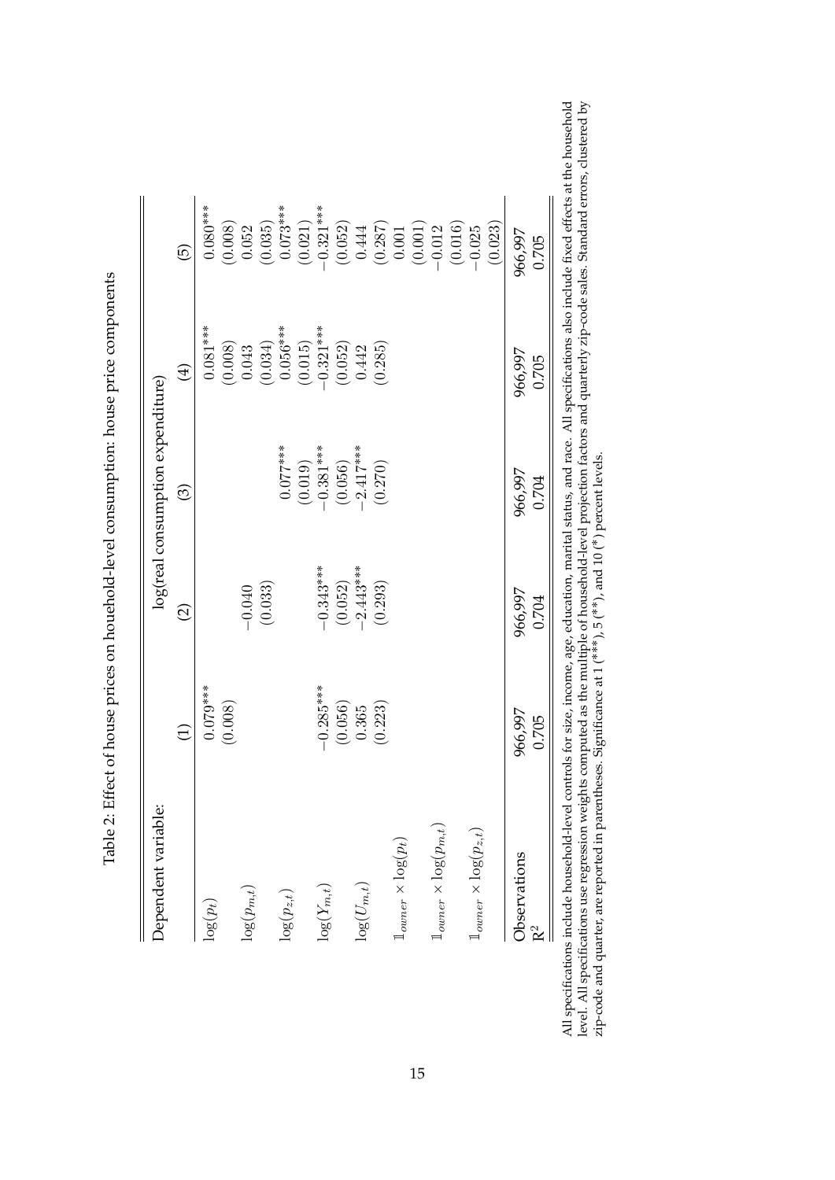Table 2: Effect of house prices on houehold-level consumption: house price components

| Dependent variable: | log(real consumption expenditure) | | | | |
|---|---|---|---|---|---|
| | (1) | (2) | (3) | (4) | (5) |
| $\log(p_t)$ | 0.079*** | | | 0.081*** | 0.080*** |
| | (0.008) | | | (0.008) | (0.008) |
| $\log(p_{m,t})$ | | −0.040 | | 0.043 | 0.052 |
| | | (0.033) | | (0.034) | (0.035) |
| $\log(p_{z,t})$ | | | 0.077*** | 0.056*** | 0.073*** |
| | | | (0.019) | (0.015) | (0.021) |
| $\log(Y_{m,t})$ | −0.285*** | −0.343*** | −0.381*** | −0.321*** | −0.321*** |
| | (0.056) | (0.052) | (0.056) | (0.052) | (0.052) |
| $\log(U_{m,t})$ | 0.365 | −2.443*** | −2.417*** | 0.442 | 0.444 |
| | (0.223) | (0.293) | (0.270) | (0.285) | (0.287) |
| $\mathbb{1}_{owner} \times \log(p_t)$ | | | | | 0.001 |
| | | | | | (0.001) |
| $\mathbb{1}_{owner} \times \log(p_{m,t})$ | | | | | −0.012 |
| | | | | | (0.016) |
| $\mathbb{1}_{owner} \times \log(p_{z,t})$ | | | | | −0.025 |
| | | | | | (0.023) |
| Observations | 966,997 | 966,997 | 966,997 | 966,997 | 966,997 |
| $R^2$ | 0.705 | 0.704 | 0.704 | 0.705 | 0.705 |

All specifications include household-level controls for size, income, age, education, marital status, and race. All specifications also include fixed effects at the household level. All specifications use regression weights computed as the multiple of household-level projection factors and quarterly zip-code sales. Standard errors, clustered by zip-code and quarter, are reported in parentheses. Significance at 1 (***), 5 (**), and 10 (*) percent levels.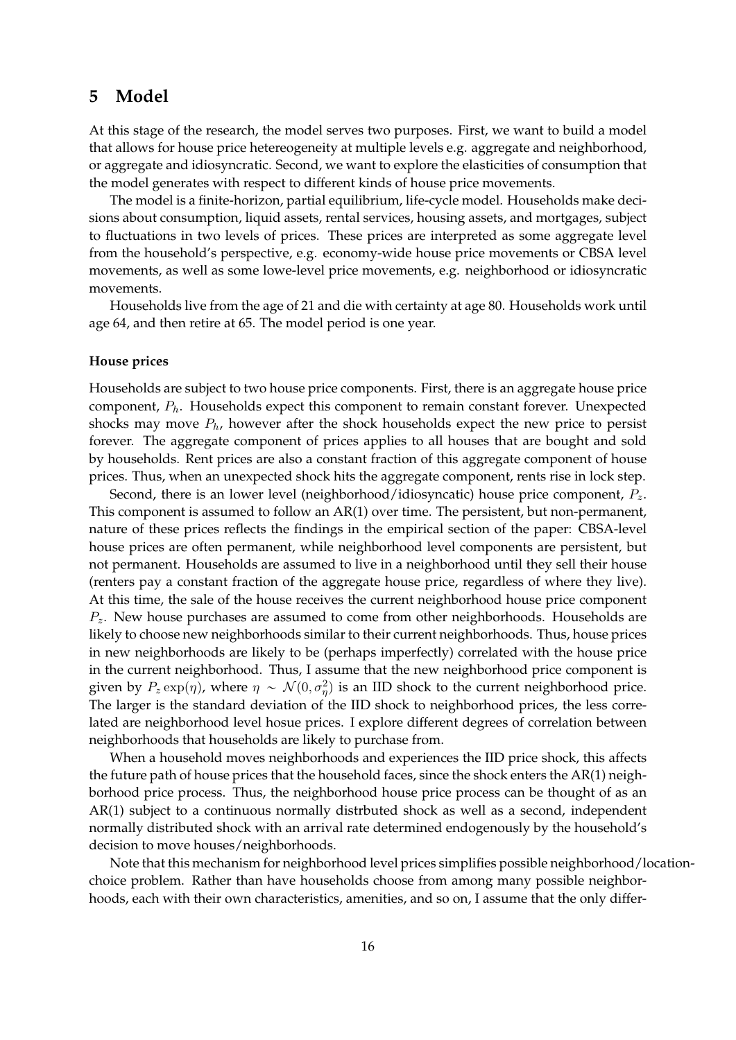# 5 Model

At this stage of the research, the model serves two purposes. First, we want to build a model that allows for house price hetereogeneity at multiple levels e.g. aggregate and neighborhood, or aggregate and idiosyncratic. Second, we want to explore the elasticities of consumption that the model generates with respect to different kinds of house price movements.

The model is a finite-horizon, partial equilibrium, life-cycle model. Households make decisions about consumption, liquid assets, rental services, housing assets, and mortgages, subject to fluctuations in two levels of prices. These prices are interpreted as some aggregate level from the household's perspective, e.g. economy-wide house price movements or CBSA level movements, as well as some lowe-level price movements, e.g. neighborhood or idiosyncratic movements.

Households live from the age of 21 and die with certainty at age 80. Households work until age 64, and then retire at 65. The model period is one year.

**House prices**

Households are subject to two house price components. First, there is an aggregate house price component, $P_h$. Households expect this component to remain constant forever. Unexpected shocks may move $P_h$, however after the shock households expect the new price to persist forever. The aggregate component of prices applies to all houses that are bought and sold by households. Rent prices are also a constant fraction of this aggregate component of house prices. Thus, when an unexpected shock hits the aggregate component, rents rise in lock step.

Second, there is an lower level (neighborhood/idiosyncatic) house price component, $P_z$. This component is assumed to follow an AR(1) over time. The persistent, but non-permanent, nature of these prices reflects the findings in the empirical section of the paper: CBSA-level house prices are often permanent, while neighborhood level components are persistent, but not permanent. Households are assumed to live in a neighborhood until they sell their house (renters pay a constant fraction of the aggregate house price, regardless of where they live). At this time, the sale of the house receives the current neighborhood house price component $P_z$. New house purchases are assumed to come from other neighborhoods. Households are likely to choose new neighborhoods similar to their current neighborhoods. Thus, house prices in new neighborhoods are likely to be (perhaps imperfectly) correlated with the house price in the current neighborhood. Thus, I assume that the new neighborhood price component is given by $P_z \exp(\eta)$, where $\eta \sim \mathcal{N}(0, \sigma_\eta^2)$ is an IID shock to the current neighborhood price. The larger is the standard deviation of the IID shock to neighborhood prices, the less correlated are neighborhood level hosue prices. I explore different degrees of correlation between neighborhoods that households are likely to purchase from.

When a household moves neighborhoods and experiences the IID price shock, this affects the future path of house prices that the household faces, since the shock enters the AR(1) neighborhood price process. Thus, the neighborhood house price process can be thought of as an AR(1) subject to a continuous normally distrbuted shock as well as a second, independent normally distributed shock with an arrival rate determined endogenously by the household's decision to move houses/neighborhoods.

Note that this mechanism for neighborhood level prices simplifies possible neighborhood/location-choice problem. Rather than have households choose from among many possible neighborhoods, each with their own characteristics, amenities, and so on, I assume that the only differ-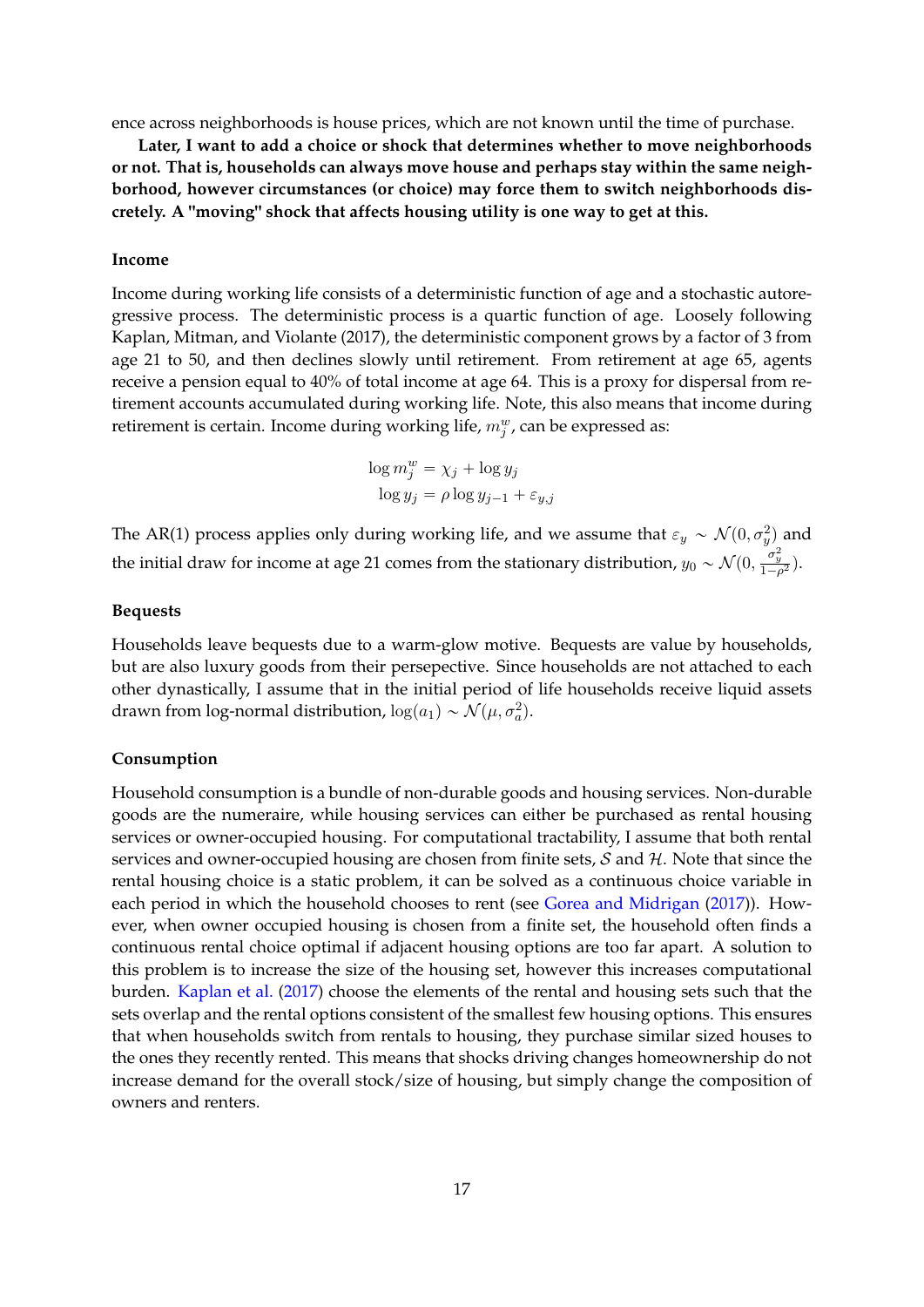ence across neighborhoods is house prices, which are not known until the time of purchase.

**Later, I want to add a choice or shock that determines whether to move neighborhoods or not. That is, households can always move house and perhaps stay within the same neighborhood, however circumstances (or choice) may force them to switch neighborhoods discretely. A "moving" shock that affects housing utility is one way to get at this.**

#### Income

Income during working life consists of a deterministic function of age and a stochastic autoregressive process. The deterministic process is a quartic function of age. Loosely following Kaplan, Mitman, and Violante (2017), the deterministic component grows by a factor of 3 from age 21 to 50, and then declines slowly until retirement. From retirement at age 65, agents receive a pension equal to 40% of total income at age 64. This is a proxy for dispersal from retirement accounts accumulated during working life. Note, this also means that income during retirement is certain. Income during working life, $m_j^w$, can be expressed as:

$$
\begin{aligned}
\log m_j^w &= \chi_j + \log y_j \\
\log y_j &= \rho \log y_{j-1} + \varepsilon_{y,j}
\end{aligned}
$$

The AR(1) process applies only during working life, and we assume that $\varepsilon_y \sim \mathcal{N}(0, \sigma_y^2)$ and the initial draw for income at age 21 comes from the stationary distribution, $y_0 \sim \mathcal{N}(0, \frac{\sigma_y^2}{1-\rho^2})$.

#### Bequests

Households leave bequests due to a warm-glow motive. Bequests are value by households, but are also luxury goods from their persepective. Since households are not attached to each other dynastically, I assume that in the initial period of life households receive liquid assets drawn from log-normal distribution, $\log(a_1) \sim \mathcal{N}(\mu, \sigma_a^2)$.

#### Consumption

Household consumption is a bundle of non-durable goods and housing services. Non-durable goods are the numeraire, while housing services can either be purchased as rental housing services or owner-occupied housing. For computational tractability, I assume that both rental services and owner-occupied housing are chosen from finite sets, $\mathcal{S}$ and $\mathcal{H}$. Note that since the rental housing choice is a static problem, it can be solved as a continuous choice variable in each period in which the household chooses to rent (see Gorea and Midrigan (2017)). However, when owner occupied housing is chosen from a finite set, the household often finds a continuous rental choice optimal if adjacent housing options are too far apart. A solution to this problem is to increase the size of the housing set, however this increases computational burden. Kaplan et al. (2017) choose the elements of the rental and housing sets such that the sets overlap and the rental options consistent of the smallest few housing options. This ensures that when households switch from rentals to housing, they purchase similar sized houses to the ones they recently rented. This means that shocks driving changes homeownership do not increase demand for the overall stock/size of housing, but simply change the composition of owners and renters.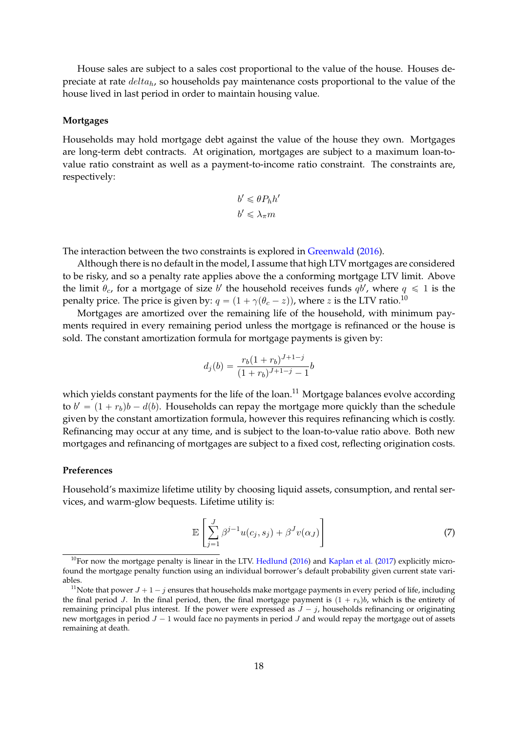House sales are subject to a sales cost proportional to the value of the house. Houses depreciate at rate $delta_h$, so households pay maintenance costs proportional to the value of the house lived in last period in order to maintain housing value.

**Mortgages**

Households may hold mortgage debt against the value of the house they own. Mortgages are long-term debt contracts. At origination, mortgages are subject to a maximum loan-to-value ratio constraint as well as a payment-to-income ratio constraint. The constraints are, respectively:

$$b' \leqslant \theta P_h h'$$
$$b' \leqslant \lambda_\pi m$$

The interaction between the two constraints is explored in Greenwald (2016).

Although there is no default in the model, I assume that high LTV mortgages are considered to be risky, and so a penalty rate applies above the a conforming mortgage LTV limit. Above the limit $\theta_c$, for a mortgage of size $b'$ the household receives funds $qb'$, where $q \leqslant 1$ is the penalty price. The price is given by: $q = (1 + \gamma(\theta_c - z))$, where $z$ is the LTV ratio.[10]

Mortgages are amortized over the remaining life of the household, with minimum payments required in every remaining period unless the mortgage is refinanced or the house is sold. The constant amortization formula for mortgage payments is given by:

$$d_j(b) = \frac{r_b(1 + r_b)^{J+1-j}}{(1 + r_b)^{J+1-j} - 1} b$$

which yields constant payments for the life of the loan.[11] Mortgage balances evolve according to $b' = (1 + r_b)b - d(b)$. Households can repay the mortgage more quickly than the schedule given by the constant amortization formula, however this requires refinancing which is costly. Refinancing may occur at any time, and is subject to the loan-to-value ratio above. Both new mortgages and refinancing of mortgages are subject to a fixed cost, reflecting origination costs.

**Preferences**

Household's maximize lifetime utility by choosing liquid assets, consumption, and rental services, and warm-glow bequests. Lifetime utility is:

$$\mathbb{E}\left[\sum_{j=1}^{J} \beta^{j-1} u(c_j, s_j) + \beta^J v(\alpha_J)\right] \tag{7}$$

[10] For now the mortgage penalty is linear in the LTV. Hedlund (2016) and Kaplan et al. (2017) explicitly microfound the mortgage penalty function using an individual borrower's default probability given current state variables.

[11] Note that power $J + 1 - j$ ensures that households make mortgage payments in every period of life, including the final period $J$. In the final period, then, the final mortgage payment is $(1 + r_b)b$, which is the entirety of remaining principal plus interest. If the power were expressed as $J - j$, households refinancing or originating new mortgages in period $J - 1$ would face no payments in period $J$ and would repay the mortgage out of assets remaining at death.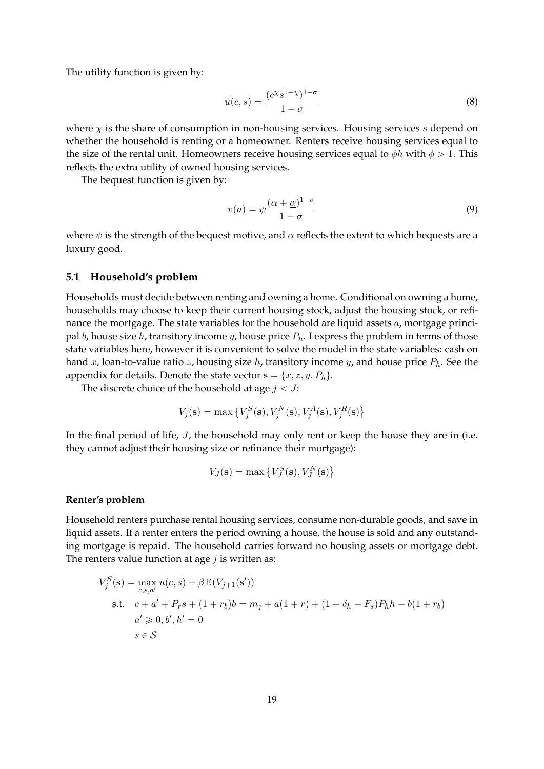The utility function is given by:

$$u(c, s) = \frac{(c^{\chi} s^{1-\chi})^{1-\sigma}}{1-\sigma} \tag{8}$$

where $\chi$ is the share of consumption in non-housing services. Housing services $s$ depend on whether the household is renting or a homeowner. Renters receive housing services equal to the size of the rental unit. Homeowners receive housing services equal to $\phi h$ with $\phi > 1$. This reflects the extra utility of owned housing services.

The bequest function is given by:

$$v(a) = \psi \frac{(\alpha + \underline{\alpha})^{1-\sigma}}{1-\sigma} \tag{9}$$

where $\psi$ is the strength of the bequest motive, and $\underline{\alpha}$ reflects the extent to which bequests are a luxury good.

### 5.1 Household's problem

Households must decide between renting and owning a home. Conditional on owning a home, households may choose to keep their current housing stock, adjust the housing stock, or refinance the mortgage. The state variables for the household are liquid assets $a$, mortgage principal $b$, house size $h$, transitory income $y$, house price $P_h$. I express the problem in terms of those state variables here, however it is convenient to solve the model in the state variables: cash on hand $x$, loan-to-value ratio $z$, housing size $h$, transitory income $y$, and house price $P_h$. See the appendix for details. Denote the state vector $\mathbf{s} = \{x, z, y, P_h\}$.

The discrete choice of the household at age $j < J$:

$$V_j(\mathbf{s}) = \max \left\{ V_j^S(\mathbf{s}), V_j^N(\mathbf{s}), V_j^A(\mathbf{s}), V_j^R(\mathbf{s}) \right\}$$

In the final period of life, $J$, the household may only rent or keep the house they are in (i.e. they cannot adjust their housing size or refinance their mortgage):

$$V_J(\mathbf{s}) = \max \left\{ V_J^S(\mathbf{s}), V_J^N(\mathbf{s}) \right\}$$

**Renter's problem**

Household renters purchase rental housing services, consume non-durable goods, and save in liquid assets. If a renter enters the period owning a house, the house is sold and any outstanding mortgage is repaid. The household carries forward no housing assets or mortgage debt. The renters value function at age $j$ is written as:

$$\begin{aligned}
V_j^S(\mathbf{s}) = & \max_{c,s,a'} u(c, s) + \beta \mathbb{E}(V_{j+1}(\mathbf{s}')) \\
\text{s.t.} \quad & c + a' + P_r s + (1 + r_b) b = m_j + a(1 + r) + (1 - \delta_h - F_s) P_h h - b(1 + r_b) \\
& a' \geqslant 0, b', h' = 0 \\
& s \in \mathcal{S}
\end{aligned}$$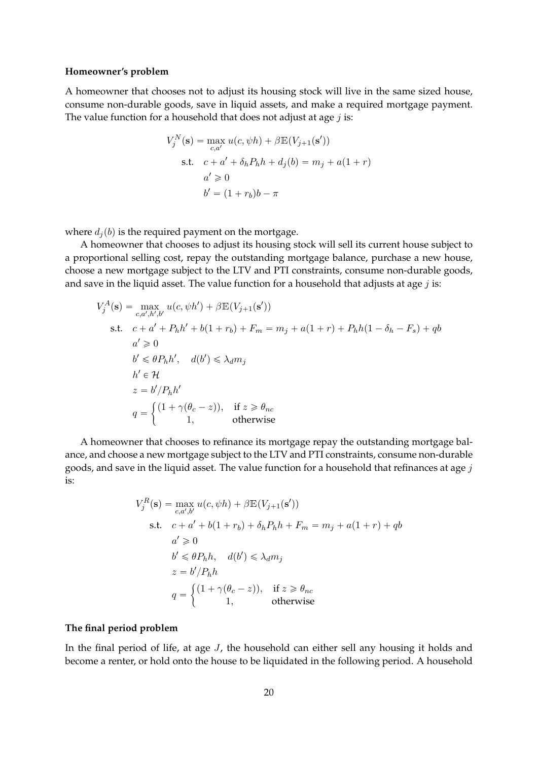**Homeowner's problem**

A homeowner that chooses not to adjust its housing stock will live in the same sized house, consume non-durable goods, save in liquid assets, and make a required mortgage payment. The value function for a household that does not adjust at age $j$ is:

$$
\begin{aligned}
V_j^N(\mathbf{s}) = \max_{c,a'} \ & u(c, \psi h) + \beta \mathbb{E}(V_{j+1}(\mathbf{s}')) \\
\text{s.t.} \quad & c + a' + \delta_h P_h h + d_j(b) = m_j + a(1+r) \\
& a' \geqslant 0 \\
& b' = (1+r_b)b - \pi
\end{aligned}
$$

where $d_j(b)$ is the required payment on the mortgage.

A homeowner that chooses to adjust its housing stock will sell its current house subject to a proportional selling cost, repay the outstanding mortgage balance, purchase a new house, choose a new mortgage subject to the LTV and PTI constraints, consume non-durable goods, and save in the liquid asset. The value function for a household that adjusts at age $j$ is:

$$
\begin{aligned}
V_j^A(\mathbf{s}) = \max_{c,a',h',b'} \ & u(c, \psi h') + \beta \mathbb{E}(V_{j+1}(\mathbf{s}')) \\
\text{s.t.} \quad & c + a' + P_h h' + b(1+r_b) + F_m = m_j + a(1+r) + P_h h(1 - \delta_h - F_s) + qb \\
& a' \geqslant 0 \\
& b' \leqslant \theta P_h h', \quad d(b') \leqslant \lambda_d m_j \\
& h' \in \mathcal{H} \\
& z = b'/P_h h' \\
& q = \begin{cases} (1 + \gamma(\theta_c - z)), & \text{if } z \geqslant \theta_{nc} \\ 1, & \text{otherwise} \end{cases}
\end{aligned}
$$

A homeowner that chooses to refinance its mortgage repay the outstanding mortgage balance, and choose a new mortgage subject to the LTV and PTI constraints, consume non-durable goods, and save in the liquid asset. The value function for a household that refinances at age $j$ is:

$$
\begin{aligned}
V_j^R(\mathbf{s}) = \max_{c,a',b'} \ & u(c, \psi h) + \beta \mathbb{E}(V_{j+1}(\mathbf{s}')) \\
\text{s.t.} \quad & c + a' + b(1+r_b) + \delta_h P_h h + F_m = m_j + a(1+r) + qb \\
& a' \geqslant 0 \\
& b' \leqslant \theta P_h h, \quad d(b') \leqslant \lambda_d m_j \\
& z = b'/P_h h \\
& q = \begin{cases} (1 + \gamma(\theta_c - z)), & \text{if } z \geqslant \theta_{nc} \\ 1, & \text{otherwise} \end{cases}
\end{aligned}
$$

**The final period problem**

In the final period of life, at age $J$, the household can either sell any housing it holds and become a renter, or hold onto the house to be liquidated in the following period. A household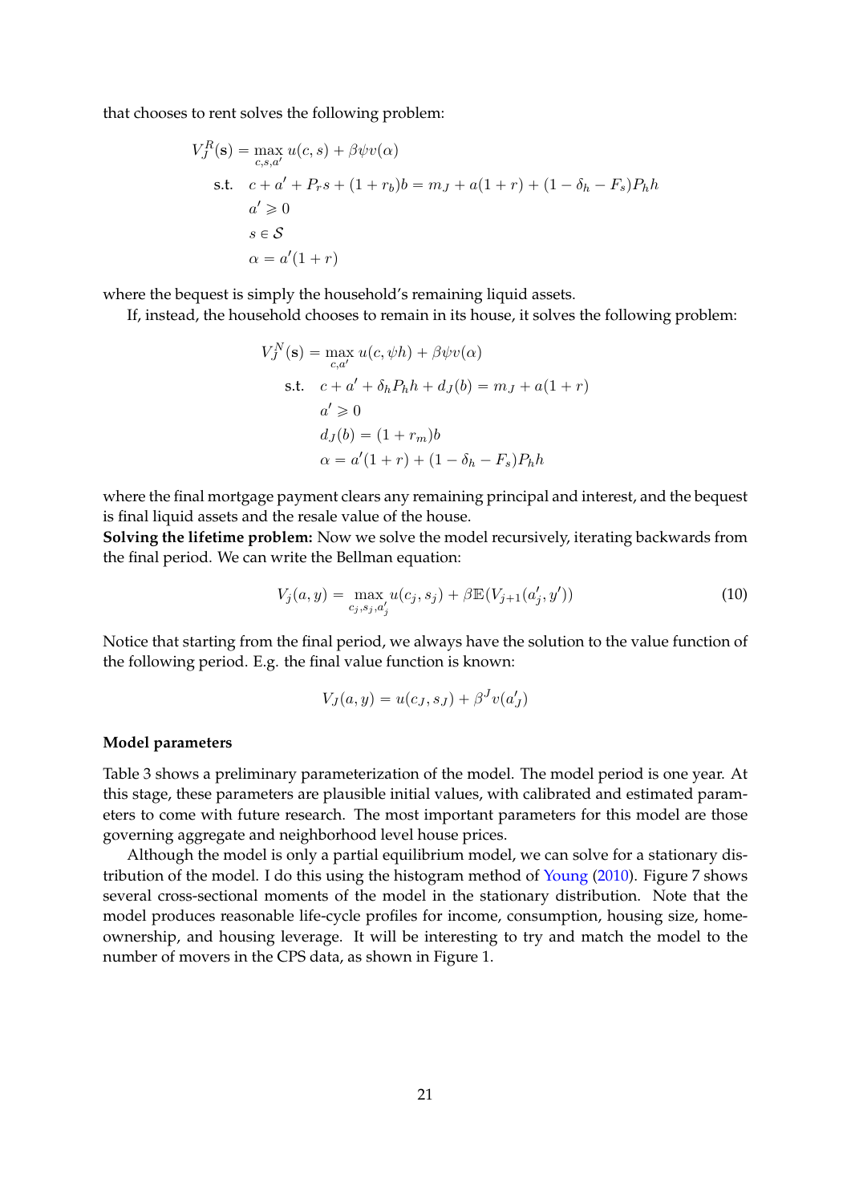that chooses to rent solves the following problem:

$$
\begin{aligned}
V_J^R(\mathbf{s}) = & \max_{c,s,a'} u(c,s) + \beta\psi v(\alpha) \\
\text{s.t.} \quad & c + a' + P_r s + (1+r_b)b = m_J + a(1+r) + (1-\delta_h - F_s)P_h h \\
& a' \geqslant 0 \\
& s \in \mathcal{S} \\
& \alpha = a'(1+r)
\end{aligned}
$$

where the bequest is simply the household's remaining liquid assets.

If, instead, the household chooses to remain in its house, it solves the following problem:

$$
\begin{aligned}
V_J^N(\mathbf{s}) = & \max_{c,a'} u(c,\psi h) + \beta\psi v(\alpha) \\
\text{s.t.} \quad & c + a' + \delta_h P_h h + d_J(b) = m_J + a(1+r) \\
& a' \geqslant 0 \\
& d_J(b) = (1+r_m)b \\
& \alpha = a'(1+r) + (1-\delta_h - F_s)P_h h
\end{aligned}
$$

where the final mortgage payment clears any remaining principal and interest, and the bequest is final liquid assets and the resale value of the house.

**Solving the lifetime problem:** Now we solve the model recursively, iterating backwards from the final period. We can write the Bellman equation:

$$
V_j(a,y) = \max_{c_j,s_j,a'_j} u(c_j,s_j) + \beta\mathbb{E}(V_{j+1}(a'_j,y')) \tag{10}
$$

Notice that starting from the final period, we always have the solution to the value function of the following period. E.g. the final value function is known:

$$
V_J(a,y) = u(c_J,s_J) + \beta^J v(a'_J)
$$

**Model parameters**

Table 3 shows a preliminary parameterization of the model. The model period is one year. At this stage, these parameters are plausible initial values, with calibrated and estimated parameters to come with future research. The most important parameters for this model are those governing aggregate and neighborhood level house prices.

Although the model is only a partial equilibrium model, we can solve for a stationary distribution of the model. I do this using the histogram method of Young (2010). Figure 7 shows several cross-sectional moments of the model in the stationary distribution. Note that the model produces reasonable life-cycle profiles for income, consumption, housing size, homeownership, and housing leverage. It will be interesting to try and match the model to the number of movers in the CPS data, as shown in Figure 1.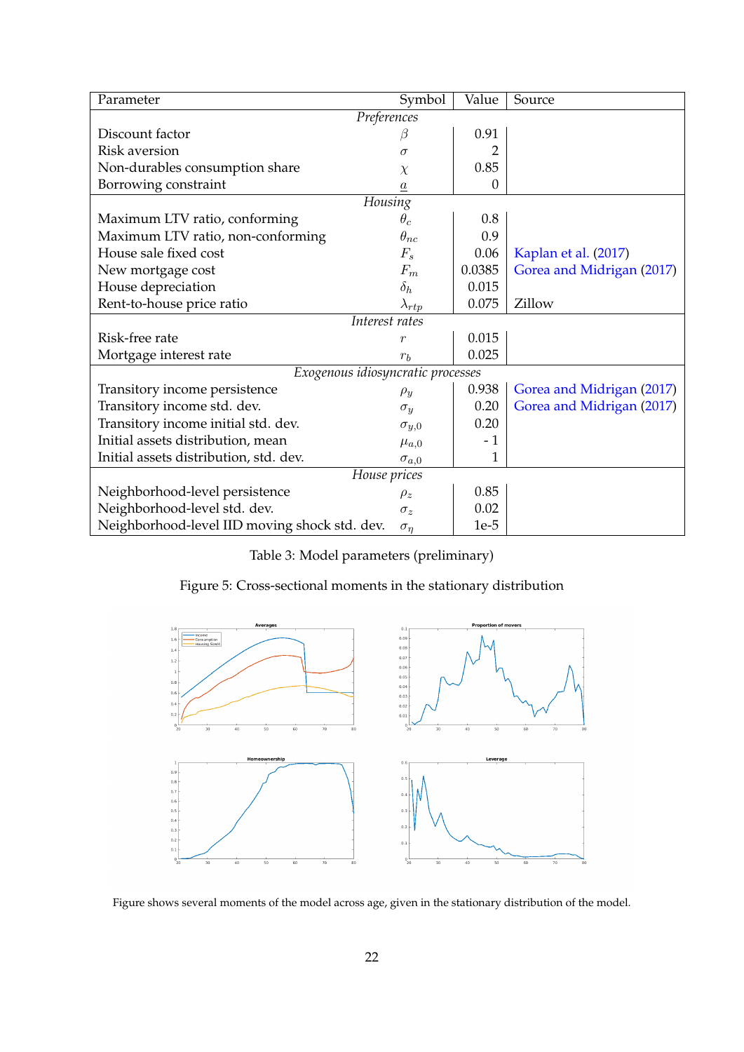| Parameter | Symbol | Value | Source |
|---|---|---|---|
| *Preferences* | | | |
| Discount factor | $\beta$ | 0.91 | |
| Risk aversion | $\sigma$ | 2 | |
| Non-durables consumption share | $\chi$ | 0.85 | |
| Borrowing constraint | $\underline{a}$ | 0 | |
| *Housing* | | | |
| Maximum LTV ratio, conforming | $\theta_c$ | 0.8 | |
| Maximum LTV ratio, non-conforming | $\theta_{nc}$ | 0.9 | |
| House sale fixed cost | $F_s$ | 0.06 | Kaplan et al. (2017) |
| New mortgage cost | $F_m$ | 0.0385 | Gorea and Midrigan (2017) |
| House depreciation | $\delta_h$ | 0.015 | |
| Rent-to-house price ratio | $\lambda_{rtp}$ | 0.075 | Zillow |
| *Interest rates* | | | |
| Risk-free rate | $r$ | 0.015 | |
| Mortgage interest rate | $r_b$ | 0.025 | |
| *Exogenous idiosyncratic processes* | | | |
| Transitory income persistence | $\rho_y$ | 0.938 | Gorea and Midrigan (2017) |
| Transitory income std. dev. | $\sigma_y$ | 0.20 | Gorea and Midrigan (2017) |
| Transitory income initial std. dev. | $\sigma_{y,0}$ | 0.20 | |
| Initial assets distribution, mean | $\mu_{a,0}$ | - 1 | |
| Initial assets distribution, std. dev. | $\sigma_{a,0}$ | 1 | |
| *House prices* | | | |
| Neighborhood-level persistence | $\rho_z$ | 0.85 | |
| Neighborhood-level std. dev. | $\sigma_z$ | 0.02 | |
| Neighborhood-level IID moving shock std. dev. | $\sigma_\eta$ | 1e-5 | |

Table 3: Model parameters (preliminary)

Figure 5: Cross-sectional moments in the stationary distribution

Figure shows several moments of the model across age, given in the stationary distribution of the model.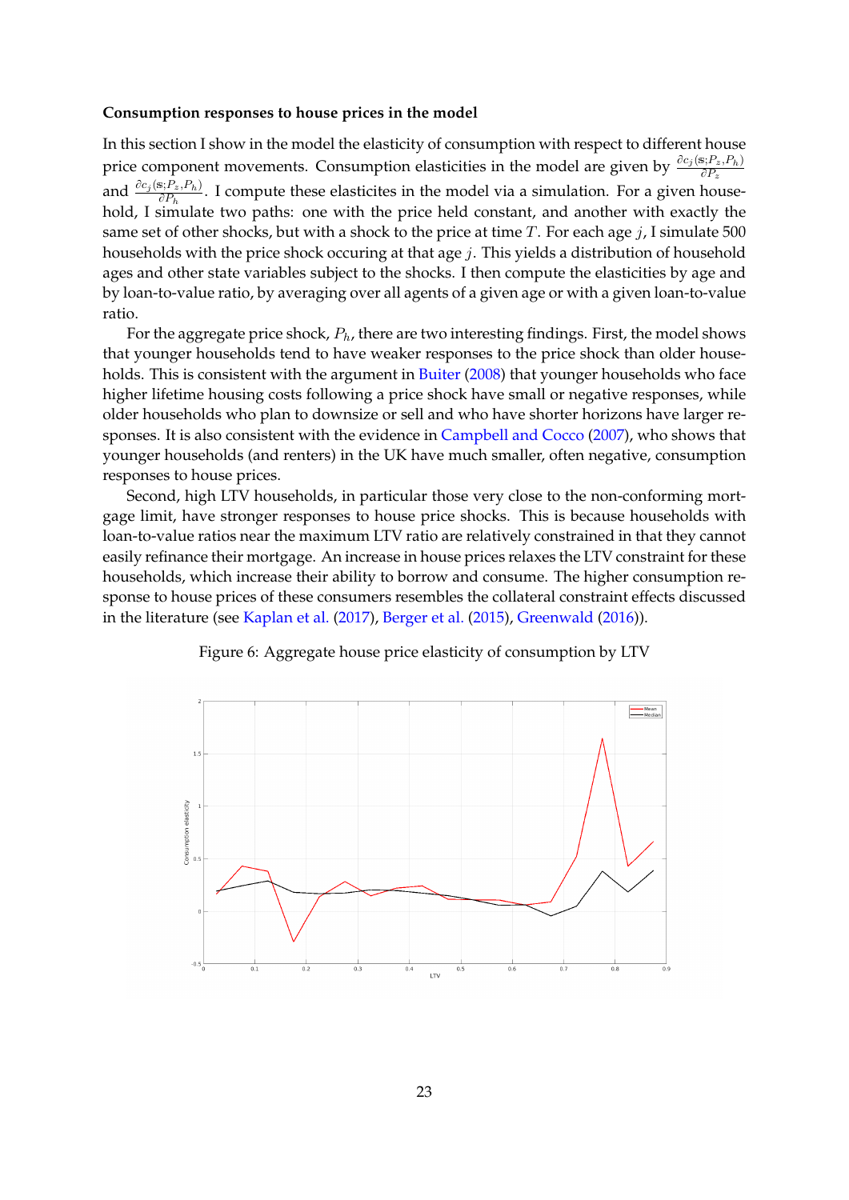**Consumption responses to house prices in the model**

In this section I show in the model the elasticity of consumption with respect to different house price component movements. Consumption elasticities in the model are given by $\frac{\partial c_j(\mathbf{s};P_z,P_h)}{\partial P_z}$ and $\frac{\partial c_j(\mathbf{s};P_z,P_h)}{\partial P_h}$. I compute these elasticites in the model via a simulation. For a given household, I simulate two paths: one with the price held constant, and another with exactly the same set of other shocks, but with a shock to the price at time $T$. For each age $j$, I simulate 500 households with the price shock occuring at that age $j$. This yields a distribution of household ages and other state variables subject to the shocks. I then compute the elasticities by age and by loan-to-value ratio, by averaging over all agents of a given age or with a given loan-to-value ratio.

For the aggregate price shock, $P_h$, there are two interesting findings. First, the model shows that younger households tend to have weaker responses to the price shock than older households. This is consistent with the argument in Buiter (2008) that younger households who face higher lifetime housing costs following a price shock have small or negative responses, while older households who plan to downsize or sell and who have shorter horizons have larger responses. It is also consistent with the evidence in Campbell and Cocco (2007), who shows that younger households (and renters) in the UK have much smaller, often negative, consumption responses to house prices.

Second, high LTV households, in particular those very close to the non-conforming mortgage limit, have stronger responses to house price shocks. This is because households with loan-to-value ratios near the maximum LTV ratio are relatively constrained in that they cannot easily refinance their mortgage. An increase in house prices relaxes the LTV constraint for these households, which increase their ability to borrow and consume. The higher consumption response to house prices of these consumers resembles the collateral constraint effects discussed in the literature (see Kaplan et al. (2017), Berger et al. (2015), Greenwald (2016)).

Figure 6: Aggregate house price elasticity of consumption by LTV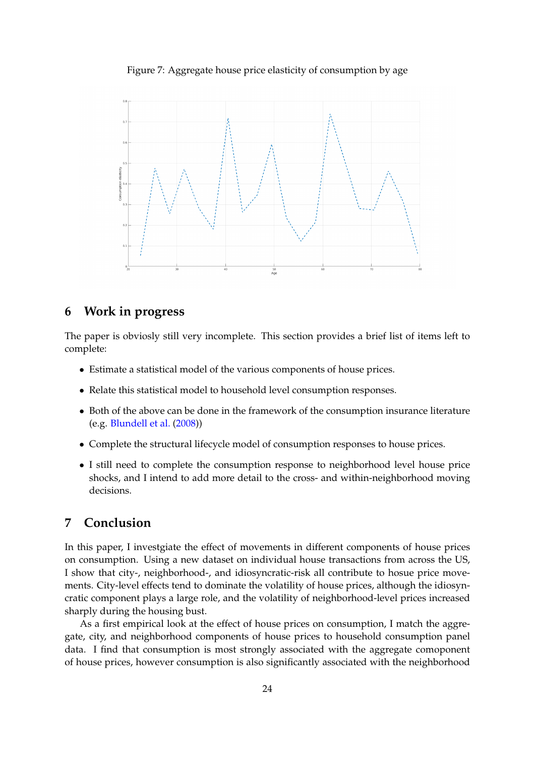Figure 7: Aggregate house price elasticity of consumption by age

## 6 Work in progress

The paper is obviously still very incomplete. This section provides a brief list of items left to complete:

- Estimate a statistical model of the various components of house prices.
- Relate this statistical model to household level consumption responses.
- Both of the above can be done in the framework of the consumption insurance literature (e.g. Blundell et al. (2008))
- Complete the structural lifecycle model of consumption responses to house prices.
- I still need to complete the consumption response to neighborhood level house price shocks, and I intend to add more detail to the cross- and within-neighborhood moving decisions.

## 7 Conclusion

In this paper, I investgiate the effect of movements in different components of house prices on consumption. Using a new dataset on individual house transactions from across the US, I show that city-, neighborhood-, and idiosyncratic-risk all contribute to hosue price movements. City-level effects tend to dominate the volatility of house prices, although the idiosyncratic component plays a large role, and the volatility of neighborhood-level prices increased sharply during the housing bust.

As a first empirical look at the effect of house prices on consumption, I match the aggregate, city, and neighborhood components of house prices to household consumption panel data. I find that consumption is most strongly associated with the aggregate comoponent of house prices, however consumption is also significantly associated with the neighborhood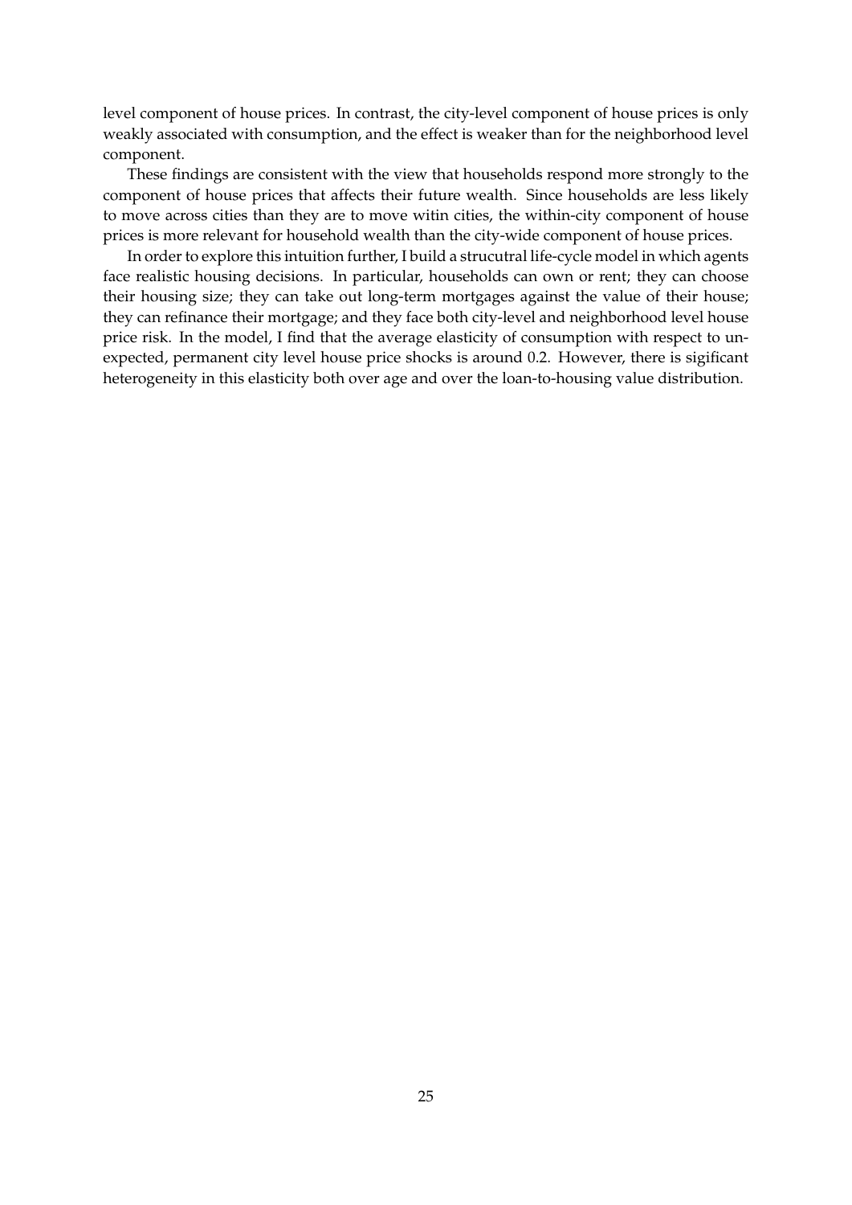level component of house prices. In contrast, the city-level component of house prices is only weakly associated with consumption, and the effect is weaker than for the neighborhood level component.

These findings are consistent with the view that households respond more strongly to the component of house prices that affects their future wealth. Since households are less likely to move across cities than they are to move witin cities, the within-city component of house prices is more relevant for household wealth than the city-wide component of house prices.

In order to explore this intuition further, I build a strucutral life-cycle model in which agents face realistic housing decisions. In particular, households can own or rent; they can choose their housing size; they can take out long-term mortgages against the value of their house; they can refinance their mortgage; and they face both city-level and neighborhood level house price risk. In the model, I find that the average elasticity of consumption with respect to unexpected, permanent city level house price shocks is around 0.2. However, there is sigificant heterogeneity in this elasticity both over age and over the loan-to-housing value distribution.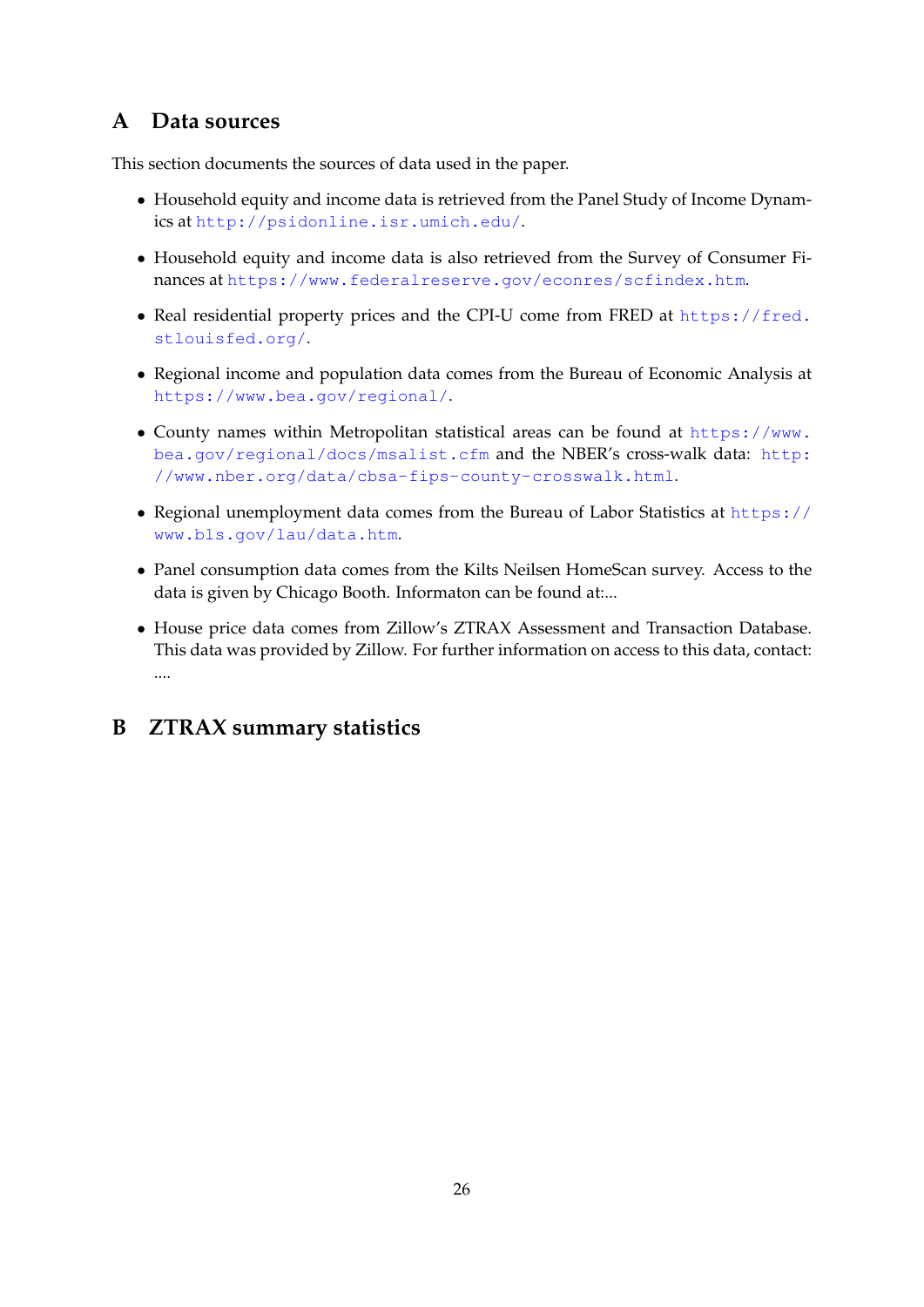# A Data sources

This section documents the sources of data used in the paper.

- Household equity and income data is retrieved from the Panel Study of Income Dynamics at http://psidonline.isr.umich.edu/.
- Household equity and income data is also retrieved from the Survey of Consumer Finances at https://www.federalreserve.gov/econres/scfindex.htm.
- Real residential property prices and the CPI-U come from FRED at https://fred.stlouisfed.org/.
- Regional income and population data comes from the Bureau of Economic Analysis at https://www.bea.gov/regional/.
- County names within Metropolitan statistical areas can be found at https://www.bea.gov/regional/docs/msalist.cfm and the NBER's cross-walk data: http://www.nber.org/data/cbsa-fips-county-crosswalk.html.
- Regional unemployment data comes from the Bureau of Labor Statistics at https://www.bls.gov/lau/data.htm.
- Panel consumption data comes from the Kilts Neilsen HomeScan survey. Access to the data is given by Chicago Booth. Informaton can be found at:...
- House price data comes from Zillow's ZTRAX Assessment and Transaction Database. This data was provided by Zillow. For further information on access to this data, contact: ....

# B ZTRAX summary statistics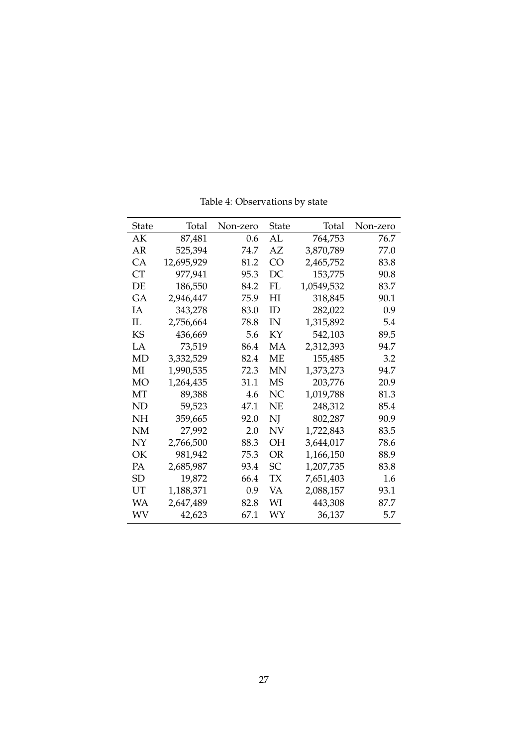Table 4: Observations by state

| State | Total | Non-zero | State | Total | Non-zero |
|---|---|---|---|---|---|
| AK | 87,481 | 0.6 | AL | 764,753 | 76.7 |
| AR | 525,394 | 74.7 | AZ | 3,870,789 | 77.0 |
| CA | 12,695,929 | 81.2 | CO | 2,465,752 | 83.8 |
| CT | 977,941 | 95.3 | DC | 153,775 | 90.8 |
| DE | 186,550 | 84.2 | FL | 1,0549,532 | 83.7 |
| GA | 2,946,447 | 75.9 | HI | 318,845 | 90.1 |
| IA | 343,278 | 83.0 | ID | 282,022 | 0.9 |
| IL | 2,756,664 | 78.8 | IN | 1,315,892 | 5.4 |
| KS | 436,669 | 5.6 | KY | 542,103 | 89.5 |
| LA | 73,519 | 86.4 | MA | 2,312,393 | 94.7 |
| MD | 3,332,529 | 82.4 | ME | 155,485 | 3.2 |
| MI | 1,990,535 | 72.3 | MN | 1,373,273 | 94.7 |
| MO | 1,264,435 | 31.1 | MS | 203,776 | 20.9 |
| MT | 89,388 | 4.6 | NC | 1,019,788 | 81.3 |
| ND | 59,523 | 47.1 | NE | 248,312 | 85.4 |
| NH | 359,665 | 92.0 | NJ | 802,287 | 90.9 |
| NM | 27,992 | 2.0 | NV | 1,722,843 | 83.5 |
| NY | 2,766,500 | 88.3 | OH | 3,644,017 | 78.6 |
| OK | 981,942 | 75.3 | OR | 1,166,150 | 88.9 |
| PA | 2,685,987 | 93.4 | SC | 1,207,735 | 83.8 |
| SD | 19,872 | 66.4 | TX | 7,651,403 | 1.6 |
| UT | 1,188,371 | 0.9 | VA | 2,088,157 | 93.1 |
| WA | 2,647,489 | 82.8 | WI | 443,308 | 87.7 |
| WV | 42,623 | 67.1 | WY | 36,137 | 5.7 |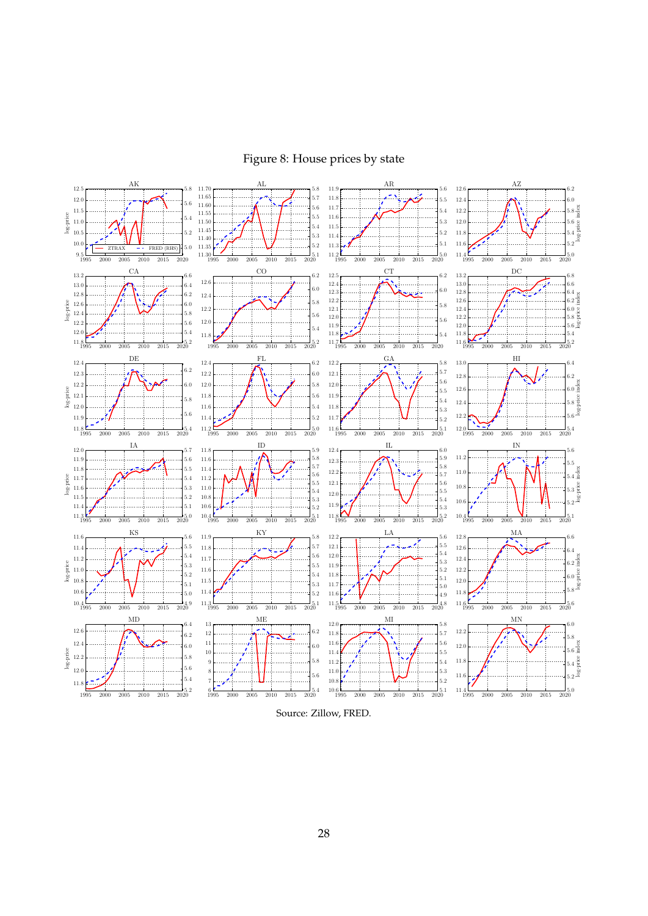Figure 8: House prices by state

Source: Zillow, FRED.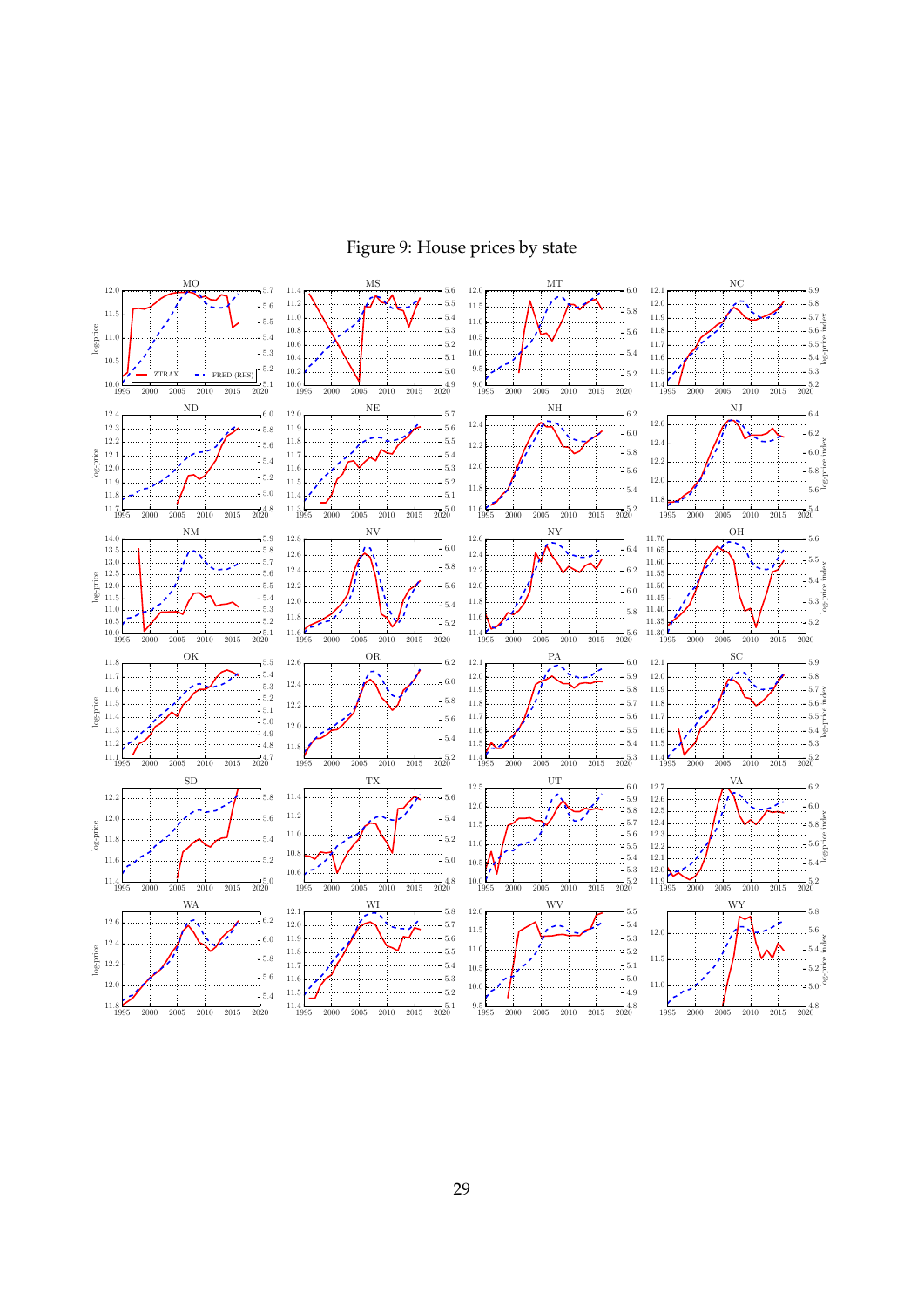Figure 9: House prices by state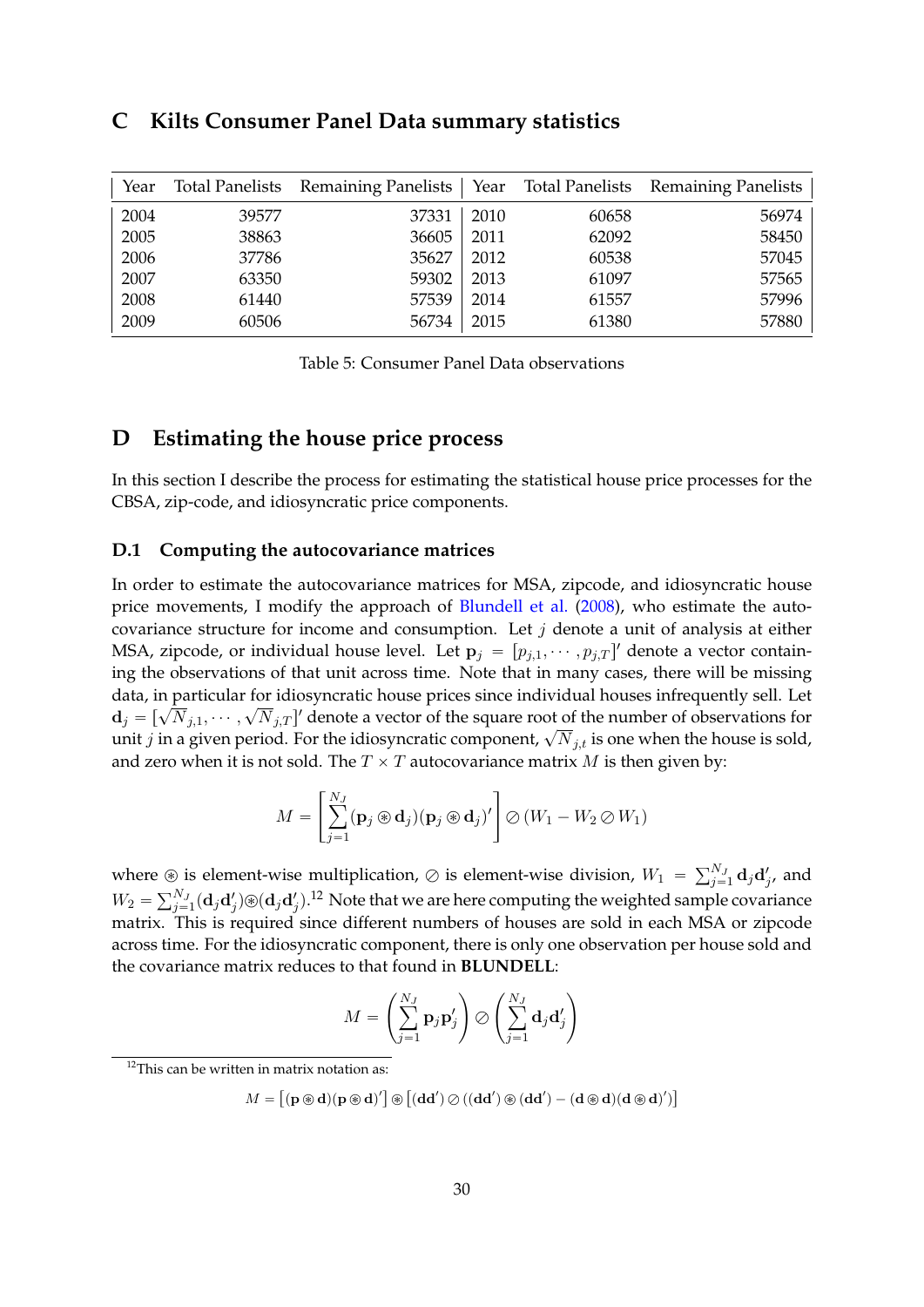## C Kilts Consumer Panel Data summary statistics

| Year | Total Panelists | Remaining Panelists | Year | Total Panelists | Remaining Panelists |
|---|---|---|---|---|---|
| 2004 | 39577 | 37331 | 2010 | 60658 | 56974 |
| 2005 | 38863 | 36605 | 2011 | 62092 | 58450 |
| 2006 | 37786 | 35627 | 2012 | 60538 | 57045 |
| 2007 | 63350 | 59302 | 2013 | 61097 | 57565 |
| 2008 | 61440 | 57539 | 2014 | 61557 | 57996 |
| 2009 | 60506 | 56734 | 2015 | 61380 | 57880 |

Table 5: Consumer Panel Data observations

## D Estimating the house price process

In this section I describe the process for estimating the statistical house price processes for the CBSA, zip-code, and idiosyncratic price components.

### D.1 Computing the autocovariance matrices

In order to estimate the autocovariance matrices for MSA, zipcode, and idiosyncratic house price movements, I modify the approach of Blundell et al. (2008), who estimate the autocovariance structure for income and consumption. Let $j$ denote a unit of analysis at either MSA, zipcode, or individual house level. Let $\mathbf{p}_j = [p_{j,1}, \cdots, p_{j,T}]'$ denote a vector containing the observations of that unit across time. Note that in many cases, there will be missing data, in particular for idiosyncratic house prices since individual houses infrequently sell. Let $\mathbf{d}_j = [\sqrt{N}_{j,1}, \cdots, \sqrt{N}_{j,T}]'$ denote a vector of the square root of the number of observations for unit $j$ in a given period. For the idiosyncratic component, $\sqrt{N}_{j,t}$ is one when the house is sold, and zero when it is not sold. The $T \times T$ autocovariance matrix $M$ is then given by:

$$M = \left[ \sum_{j=1}^{N_J} (\mathbf{p}_j \circledast \mathbf{d}_j)(\mathbf{p}_j \circledast \mathbf{d}_j)' \right] \oslash (W_1 - W_2 \oslash W_1)$$

where $\circledast$ is element-wise multiplication, $\oslash$ is element-wise division, $W_1 = \sum_{j=1}^{N_J} \mathbf{d}_j \mathbf{d}_j'$, and $W_2 = \sum_{j=1}^{N_J} (\mathbf{d}_j \mathbf{d}_j') \circledast (\mathbf{d}_j \mathbf{d}_j')$.[12] Note that we are here computing the weighted sample covariance matrix. This is required since different numbers of houses are sold in each MSA or zipcode across time. For the idiosyncratic component, there is only one observation per house sold and the covariance matrix reduces to that found in **BLUNDELL**:

$$M = \left( \sum_{j=1}^{N_J} \mathbf{p}_j \mathbf{p}_j' \right) \oslash \left( \sum_{j=1}^{N_J} \mathbf{d}_j \mathbf{d}_j' \right)$$

[12] This can be written in matrix notation as:

$$M = \left[ (\mathbf{p} \circledast \mathbf{d})(\mathbf{p} \circledast \mathbf{d})' \right] \circledast \left[ (\mathbf{d}\mathbf{d}') \oslash ((\mathbf{d}\mathbf{d}') \circledast (\mathbf{d}\mathbf{d}') - (\mathbf{d} \circledast \mathbf{d})(\mathbf{d} \circledast \mathbf{d})') \right]$$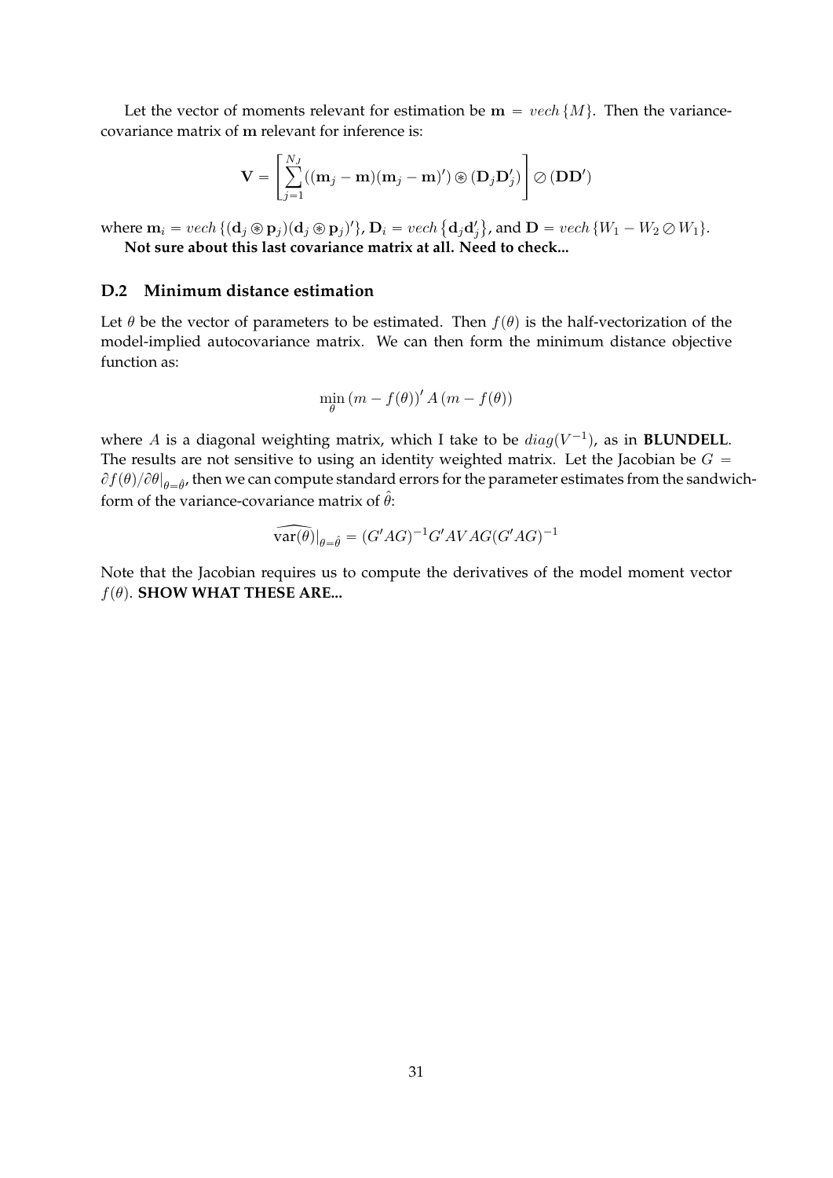Let the vector of moments relevant for estimation be $\mathbf{m} = vech\{M\}$. Then the variance-covariance matrix of $\mathbf{m}$ relevant for inference is:

$$\mathbf{V} = \left[ \sum_{j=1}^{N_J} ((\mathbf{m}_j - \mathbf{m})(\mathbf{m}_j - \mathbf{m})') \circledast (\mathbf{D}_j \mathbf{D}_j') \right] \oslash (\mathbf{D}\mathbf{D}')$$

where $\mathbf{m}_i = vech\{(\mathbf{d}_j \circledast \mathbf{p}_j)(\mathbf{d}_j \circledast \mathbf{p}_j)'\}$, $\mathbf{D}_i = vech\{\mathbf{d}_j \mathbf{d}_j'\}$, and $\mathbf{D} = vech\{W_1 - W_2 \oslash W_1\}$.

**Not sure about this last covariance matrix at all. Need to check...**

### D.2 Minimum distance estimation

Let $\theta$ be the vector of parameters to be estimated. Then $f(\theta)$ is the half-vectorization of the model-implied autocovariance matrix. We can then form the minimum distance objective function as:

$$\min_{\theta} (m - f(\theta))' A (m - f(\theta))$$

where $A$ is a diagonal weighting matrix, which I take to be $diag(V^{-1})$, as in **BLUNDELL**. The results are not sensitive to using an identity weighted matrix. Let the Jacobian be $G = \partial f(\theta)/\partial\theta|_{\theta=\hat{\theta}}$, then we can compute standard errors for the parameter estimates from the sandwich-form of the variance-covariance matrix of $\hat{\theta}$:

$$\widehat{\text{var}(\theta)}|_{\theta=\hat{\theta}} = (G'AG)^{-1} G'AVAG(G'AG)^{-1}$$

Note that the Jacobian requires us to compute the derivatives of the model moment vector $f(\theta)$. **SHOW WHAT THESE ARE...**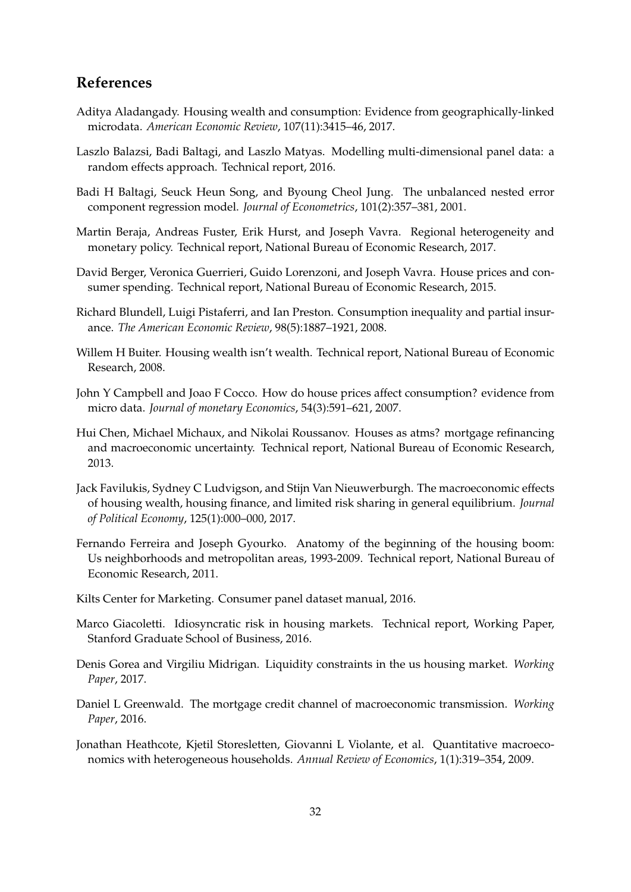## References

Aditya Aladangady. Housing wealth and consumption: Evidence from geographically-linked microdata. *American Economic Review*, 107(11):3415–46, 2017.

Laszlo Balazsi, Badi Baltagi, and Laszlo Matyas. Modelling multi-dimensional panel data: a random effects approach. Technical report, 2016.

Badi H Baltagi, Seuck Heun Song, and Byoung Cheol Jung. The unbalanced nested error component regression model. *Journal of Econometrics*, 101(2):357–381, 2001.

Martin Beraja, Andreas Fuster, Erik Hurst, and Joseph Vavra. Regional heterogeneity and monetary policy. Technical report, National Bureau of Economic Research, 2017.

David Berger, Veronica Guerrieri, Guido Lorenzoni, and Joseph Vavra. House prices and consumer spending. Technical report, National Bureau of Economic Research, 2015.

Richard Blundell, Luigi Pistaferri, and Ian Preston. Consumption inequality and partial insurance. *The American Economic Review*, 98(5):1887–1921, 2008.

Willem H Buiter. Housing wealth isn't wealth. Technical report, National Bureau of Economic Research, 2008.

John Y Campbell and Joao F Cocco. How do house prices affect consumption? evidence from micro data. *Journal of monetary Economics*, 54(3):591–621, 2007.

Hui Chen, Michael Michaux, and Nikolai Roussanov. Houses as atms? mortgage refinancing and macroeconomic uncertainty. Technical report, National Bureau of Economic Research, 2013.

Jack Favilukis, Sydney C Ludvigson, and Stijn Van Nieuwerburgh. The macroeconomic effects of housing wealth, housing finance, and limited risk sharing in general equilibrium. *Journal of Political Economy*, 125(1):000–000, 2017.

Fernando Ferreira and Joseph Gyourko. Anatomy of the beginning of the housing boom: Us neighborhoods and metropolitan areas, 1993-2009. Technical report, National Bureau of Economic Research, 2011.

Kilts Center for Marketing. Consumer panel dataset manual, 2016.

Marco Giacoletti. Idiosyncratic risk in housing markets. Technical report, Working Paper, Stanford Graduate School of Business, 2016.

Denis Gorea and Virgiliu Midrigan. Liquidity constraints in the us housing market. *Working Paper*, 2017.

Daniel L Greenwald. The mortgage credit channel of macroeconomic transmission. *Working Paper*, 2016.

Jonathan Heathcote, Kjetil Storesletten, Giovanni L Violante, et al. Quantitative macroeconomics with heterogeneous households. *Annual Review of Economics*, 1(1):319–354, 2009.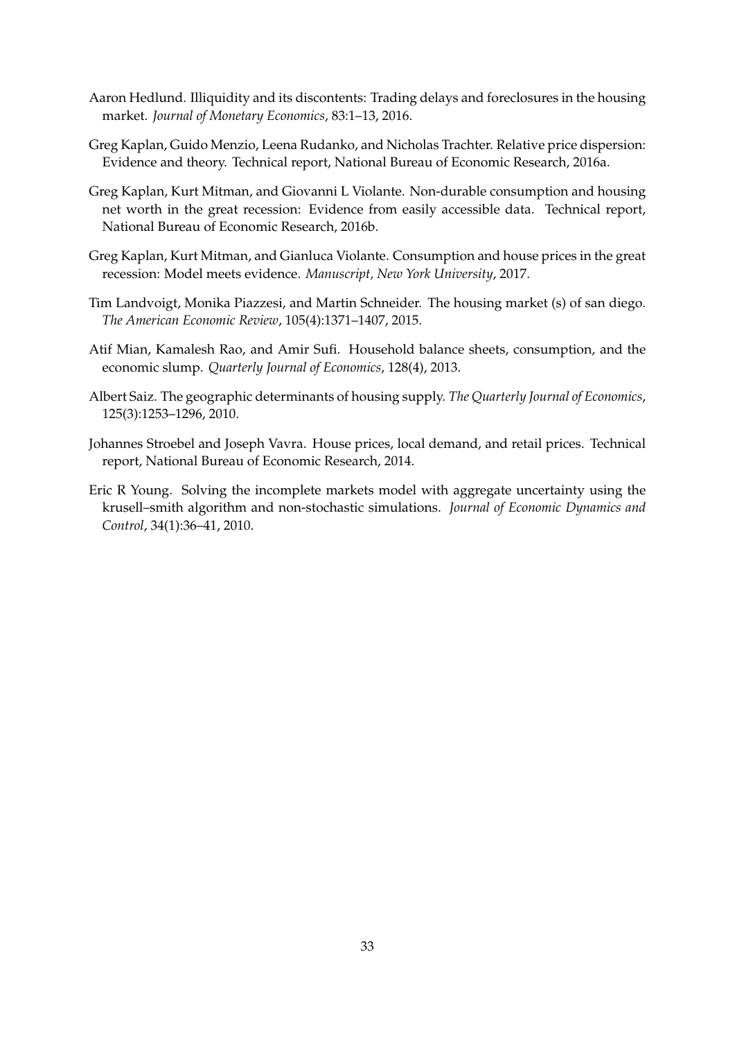Aaron Hedlund. Illiquidity and its discontents: Trading delays and foreclosures in the housing market. *Journal of Monetary Economics*, 83:1–13, 2016.

Greg Kaplan, Guido Menzio, Leena Rudanko, and Nicholas Trachter. Relative price dispersion: Evidence and theory. Technical report, National Bureau of Economic Research, 2016a.

Greg Kaplan, Kurt Mitman, and Giovanni L Violante. Non-durable consumption and housing net worth in the great recession: Evidence from easily accessible data. Technical report, National Bureau of Economic Research, 2016b.

Greg Kaplan, Kurt Mitman, and Gianluca Violante. Consumption and house prices in the great recession: Model meets evidence. *Manuscript, New York University*, 2017.

Tim Landvoigt, Monika Piazzesi, and Martin Schneider. The housing market (s) of san diego. *The American Economic Review*, 105(4):1371–1407, 2015.

Atif Mian, Kamalesh Rao, and Amir Sufi. Household balance sheets, consumption, and the economic slump. *Quarterly Journal of Economics*, 128(4), 2013.

Albert Saiz. The geographic determinants of housing supply. *The Quarterly Journal of Economics*, 125(3):1253–1296, 2010.

Johannes Stroebel and Joseph Vavra. House prices, local demand, and retail prices. Technical report, National Bureau of Economic Research, 2014.

Eric R Young. Solving the incomplete markets model with aggregate uncertainty using the krusell–smith algorithm and non-stochastic simulations. *Journal of Economic Dynamics and Control*, 34(1):36–41, 2010.